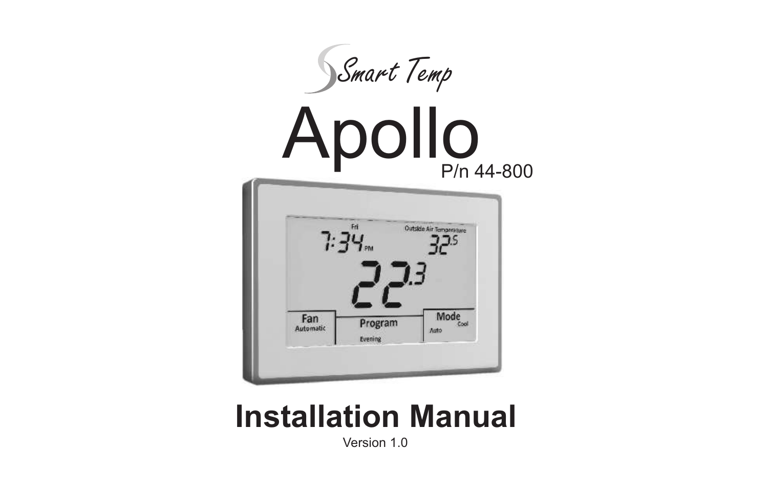Smart Temp

# Apollo

P/n 44-800

# Installation Manual

Version 1.0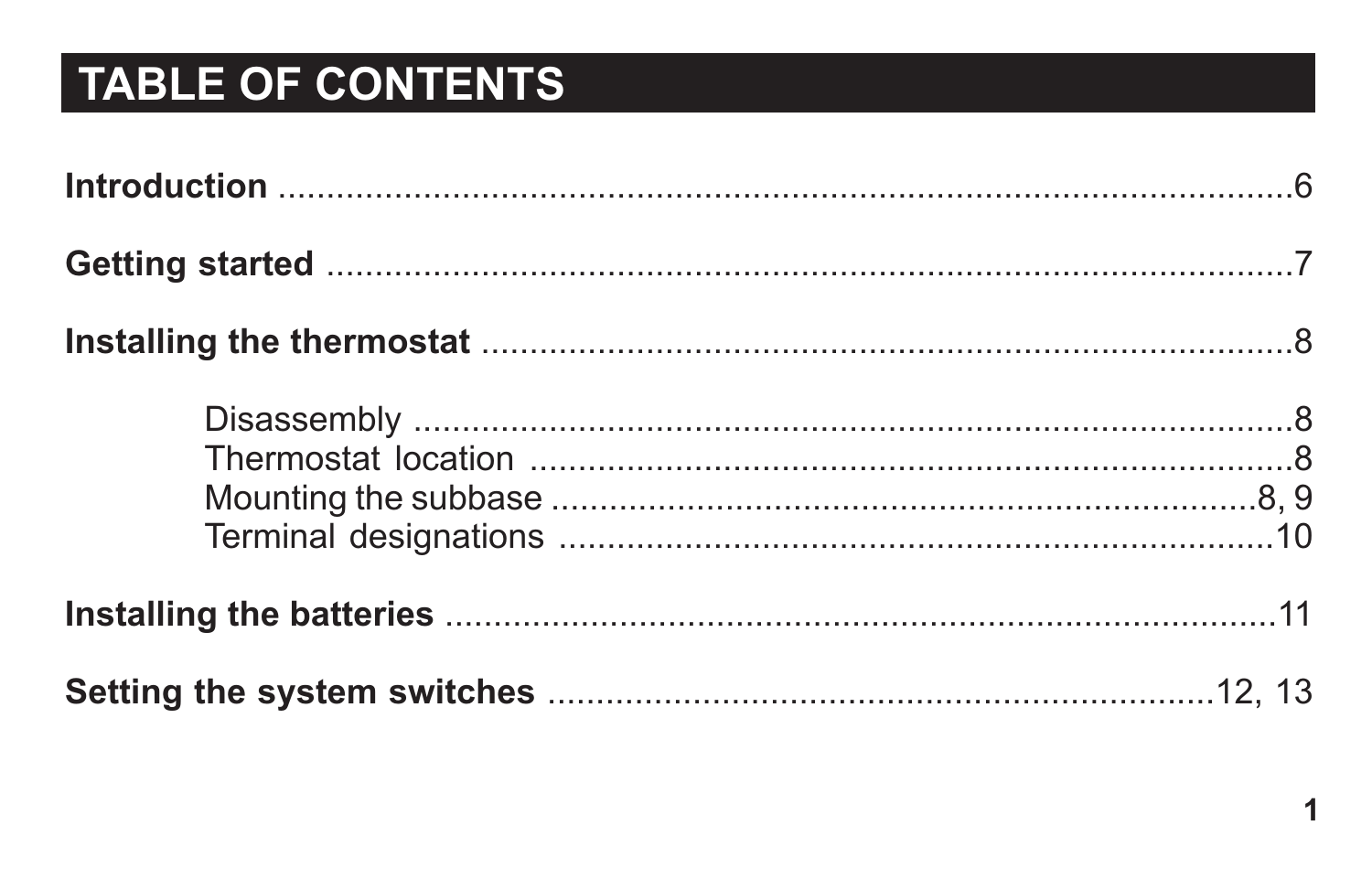# TABLE OF CONTENTS

**Introduction** ..........................................................................................6

**Getting started** ........................................................................................7

**Installing the thermostat** ........................................................................8

- Disassembly ........................................................................................8
- Thermostat location ............................................................................8
- Mounting the subbase ...................................................................8, 9
- Terminal designations .......................................................................10

**Installing the batteries** ..........................................................................11

**Setting the system switches** ............................................................12, 13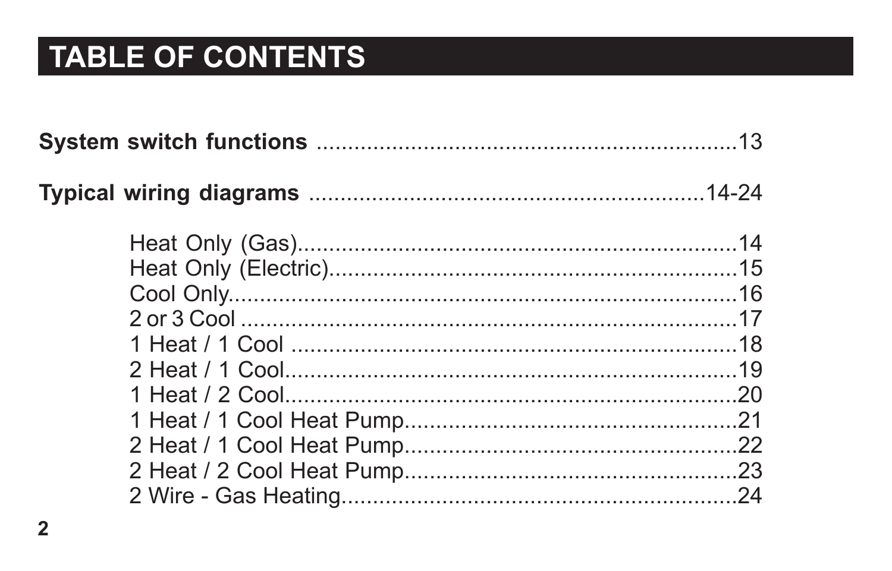# TABLE OF CONTENTS

**System switch functions** .................................................................13

**Typical wiring diagrams** ..............................................................14-24

- Heat Only (Gas)......................................................................14
- Heat Only (Electric)..................................................................15
- Cool Only.................................................................................16
- 2 or 3 Cool ..............................................................................17
- 1 Heat / 1 Cool .........................................................................18
- 2 Heat / 1 Cool.........................................................................19
- 1 Heat / 2 Cool.........................................................................20
- 1 Heat / 1 Cool Heat Pump.......................................................21
- 2 Heat / 1 Cool Heat Pump.......................................................22
- 2 Heat / 2 Cool Heat Pump.......................................................23
- 2 Wire - Gas Heating................................................................24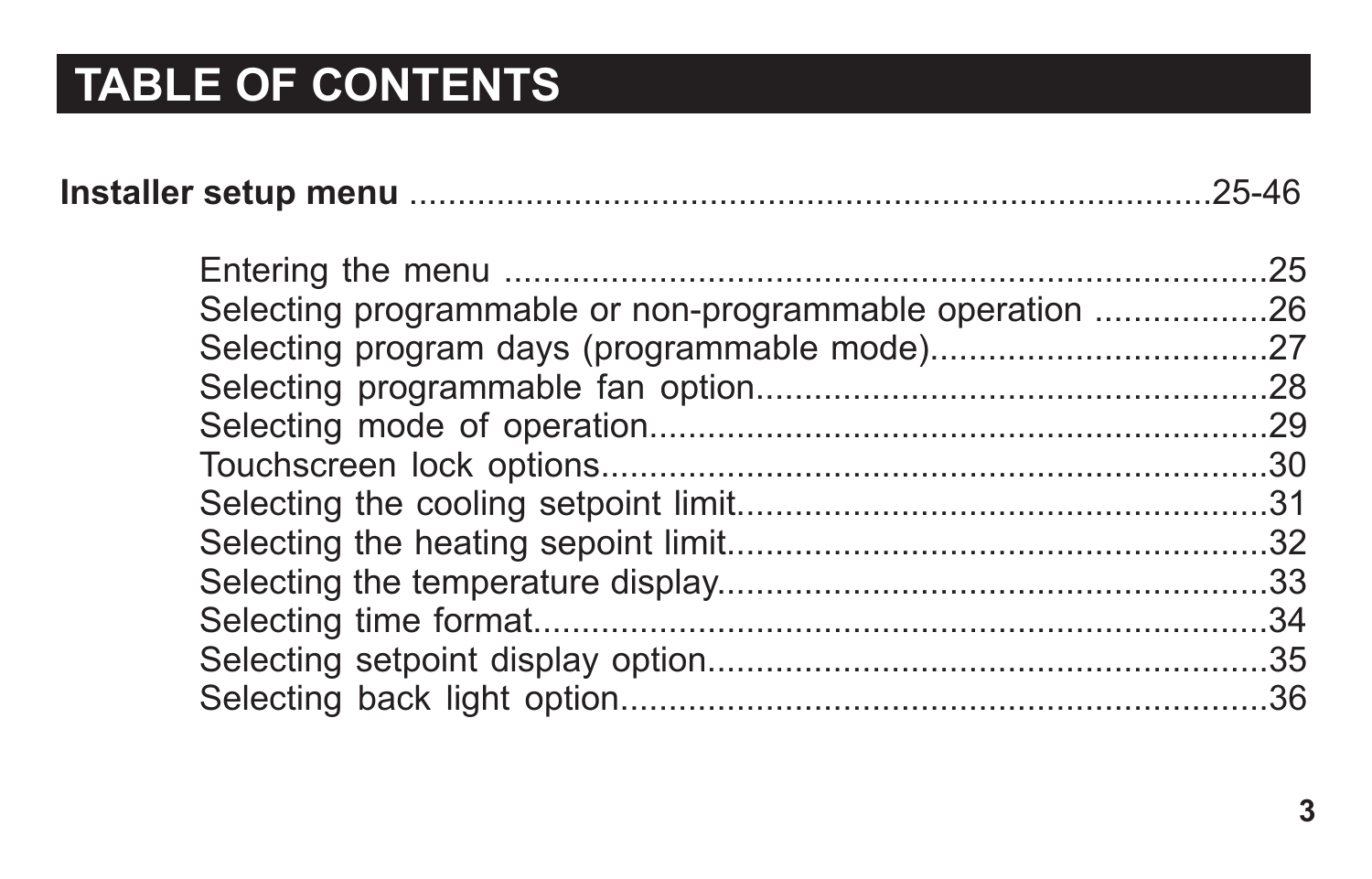# TABLE OF CONTENTS

**Installer setup menu** ..........................................................................25-46

- Entering the menu ..........................................................................25
- Selecting programmable or non-programmable operation ..................26
- Selecting program days (programmable mode)..................................27
- Selecting programmable fan option....................................................28
- Selecting mode of operation................................................................29
- Touchscreen lock options....................................................................30
- Selecting the cooling setpoint limit.......................................................31
- Selecting the heating sepoint limit........................................................32
- Selecting the temperature display.........................................................33
- Selecting time format...........................................................................34
- Selecting setpoint display option..........................................................35
- Selecting back light option...................................................................36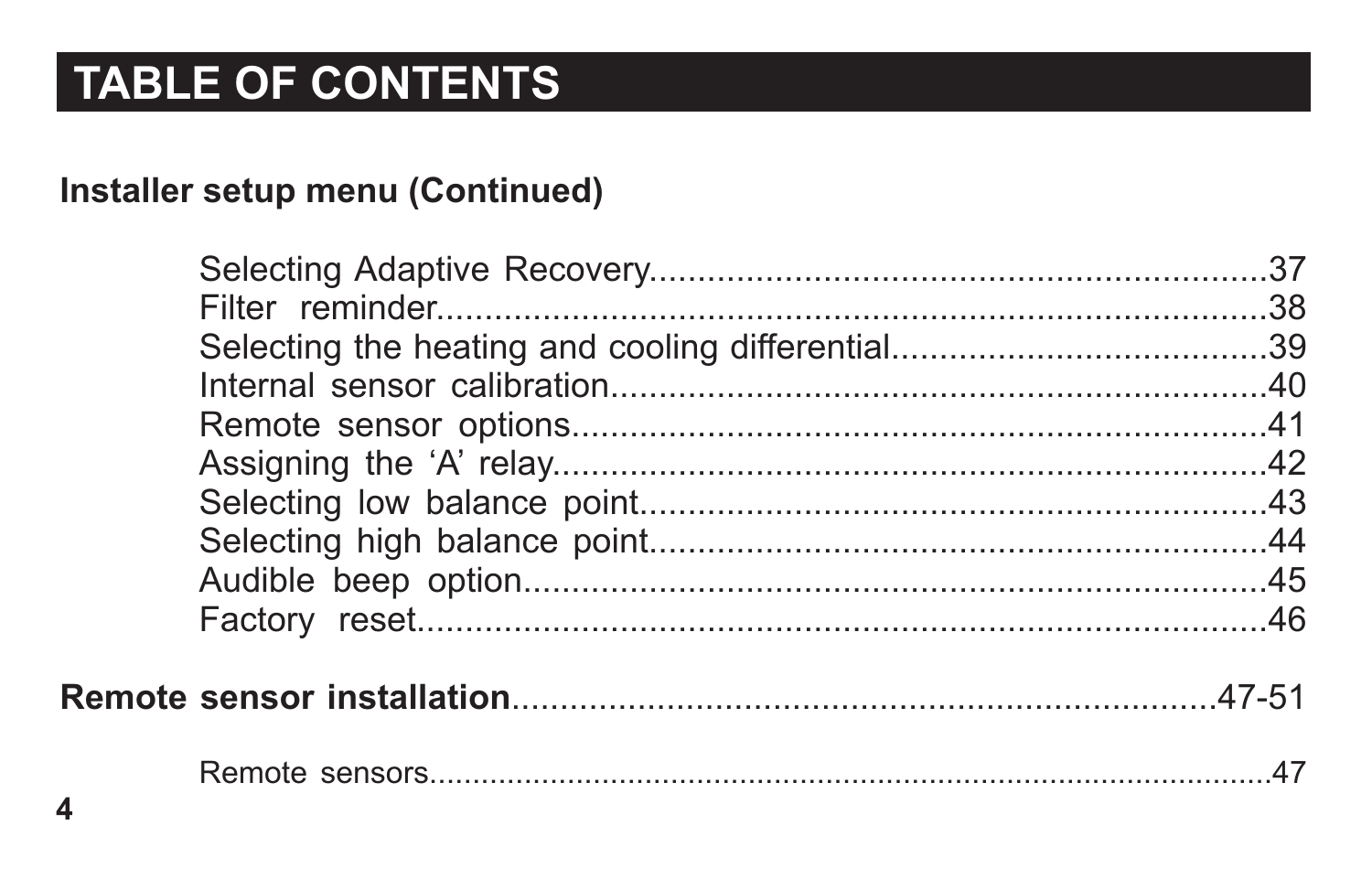# TABLE OF CONTENTS

**Installer setup menu (Continued)**

- Selecting Adaptive Recovery....................................................37
- Filter reminder....................................................................38
- Selecting the heating and cooling differential........................39
- Internal sensor calibration.....................................................40
- Remote sensor options..........................................................41
- Assigning the ‘A’ relay..........................................................42
- Selecting low balance point...................................................43
- Selecting high balance point..................................................44
- Audible beep option..............................................................45
- Factory reset........................................................................46

**Remote sensor installation**..............................................................47-51

- Remote sensors.........................................................................47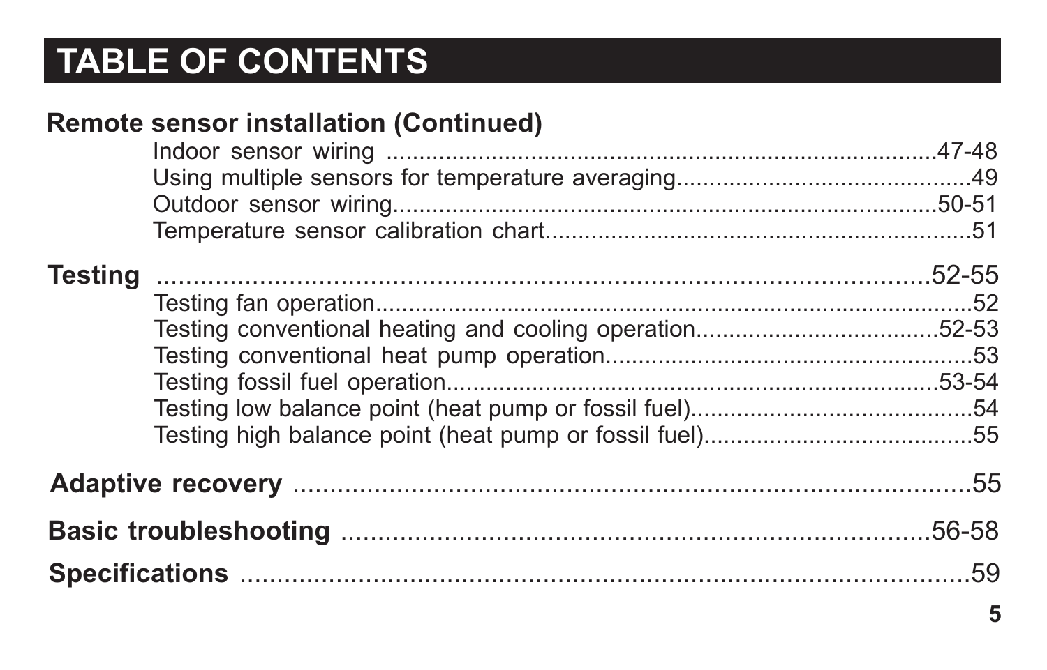# TABLE OF CONTENTS

**Remote sensor installation (Continued)**

- Indoor sensor wiring ........................................................................47-48
- Using multiple sensors for temperature averaging..............................................49
- Outdoor sensor wiring........................................................................50-51
- Temperature sensor calibration chart...............................................................51

**Testing** ........................................................................................52-55

- Testing fan operation...........................................................................................52
- Testing conventional heating and cooling operation.....................................52-53
- Testing conventional heat pump operation........................................................53
- Testing fossil fuel operation.........................................................................53-54
- Testing low balance point (heat pump or fossil fuel)..........................................54
- Testing high balance point (heat pump or fossil fuel).........................................55

**Adaptive recovery** ..........................................................................................55

**Basic troubleshooting** ...............................................................................56-58

**Specifications** ..................................................................................................59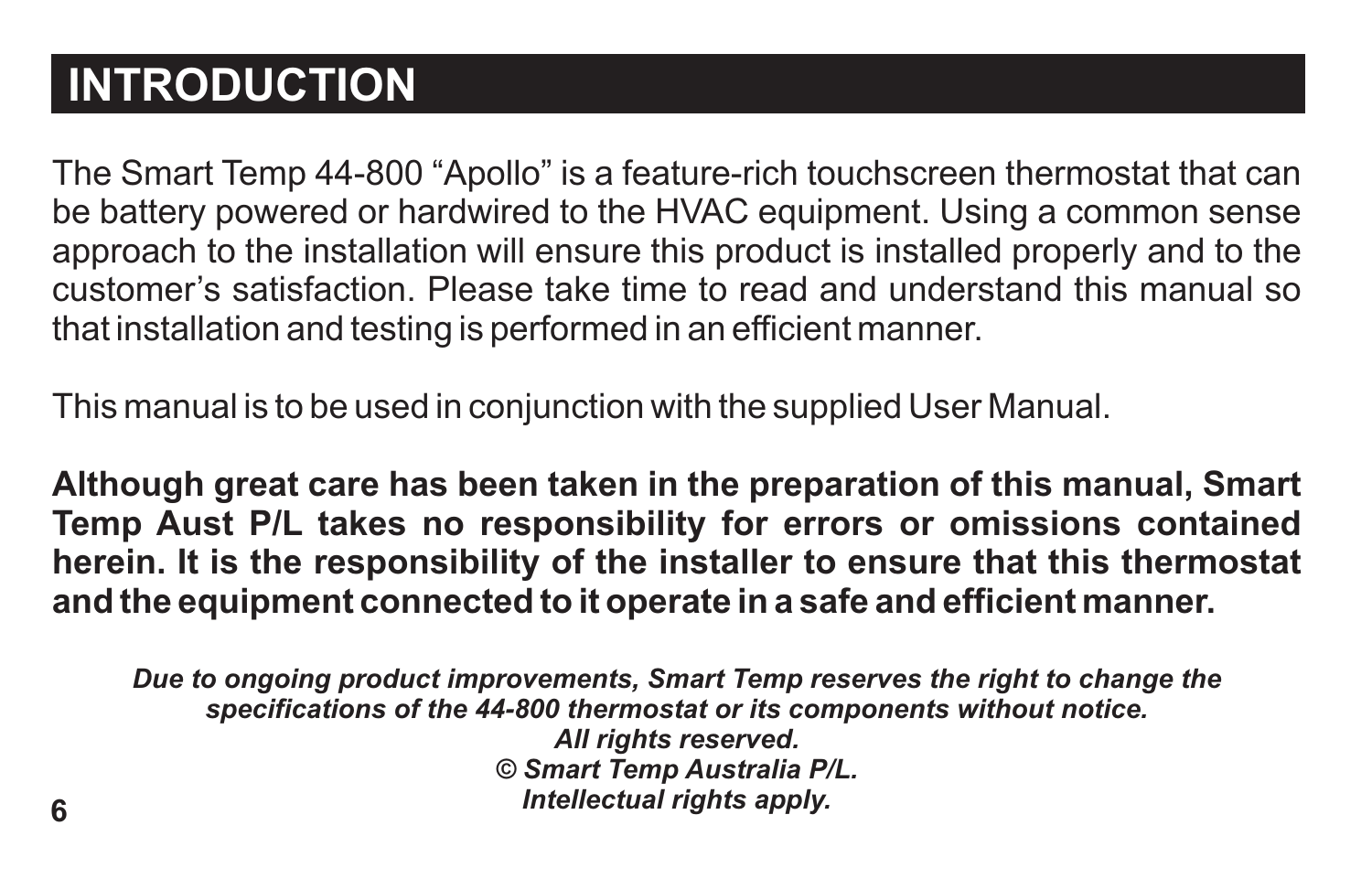# INTRODUCTION

The Smart Temp 44-800 “Apollo” is a feature-rich touchscreen thermostat that can be battery powered or hardwired to the HVAC equipment. Using a common sense approach to the installation will ensure this product is installed properly and to the customer’s satisfaction. Please take time to read and understand this manual so that installation and testing is performed in an efficient manner.

This manual is to be used in conjunction with the supplied User Manual.

**Although great care has been taken in the preparation of this manual, Smart Temp Aust P/L takes no responsibility for errors or omissions contained herein. It is the responsibility of the installer to ensure that this thermostat and the equipment connected to it operate in a safe and efficient manner.**

***Due to ongoing product improvements, Smart Temp reserves the right to change the specifications of the 44-800 thermostat or its components without notice.***
***All rights reserved.***
***© Smart Temp Australia P/L.***
***Intellectual rights apply.***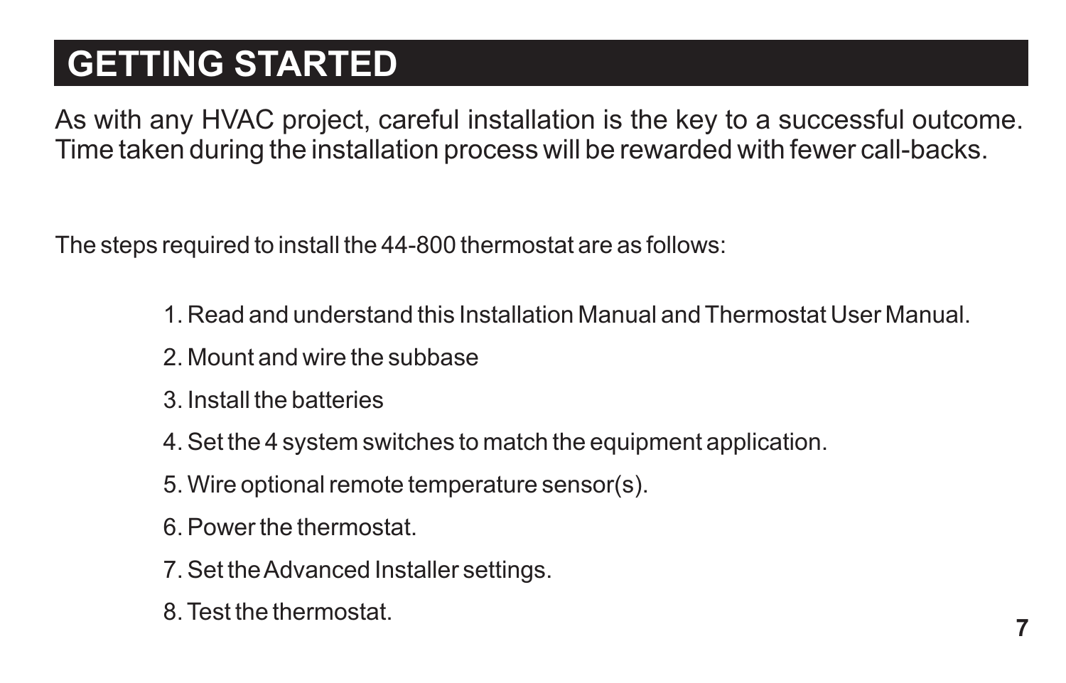# GETTING STARTED

As with any HVAC project, careful installation is the key to a successful outcome. Time taken during the installation process will be rewarded with fewer call-backs.

The steps required to install the 44-800 thermostat are as follows:

1. Read and understand this Installation Manual and Thermostat User Manual.
2. Mount and wire the subbase
3. Install the batteries
4. Set the 4 system switches to match the equipment application.
5. Wire optional remote temperature sensor(s).
6. Power the thermostat.
7. Set the Advanced Installer settings.
8. Test the thermostat.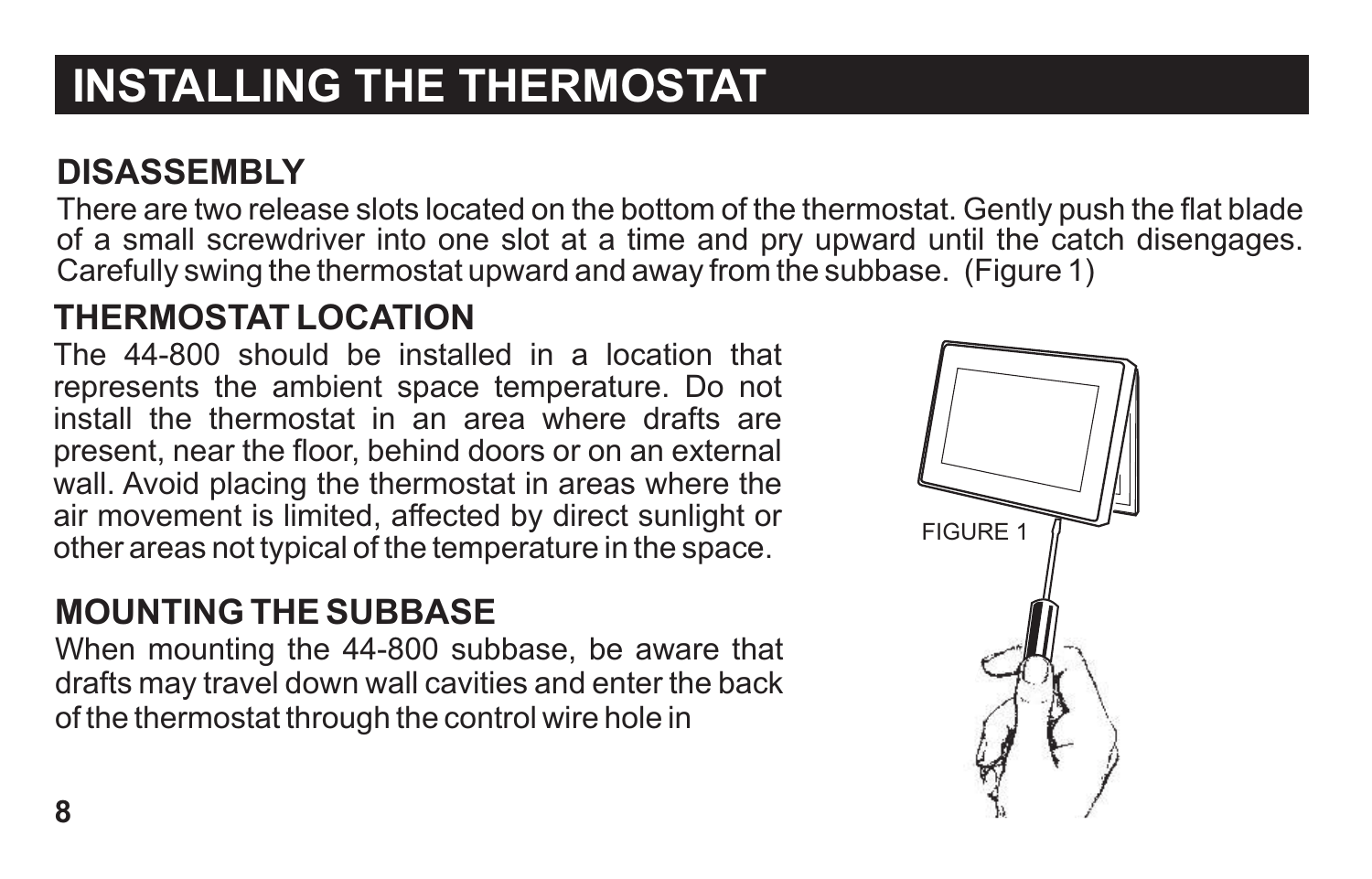# INSTALLING THE THERMOSTAT

## DISASSEMBLY

There are two release slots located on the bottom of the thermostat. Gently push the flat blade of a small screwdriver into one slot at a time and pry upward until the catch disengages. Carefully swing the thermostat upward and away from the subbase. (Figure 1)

## THERMOSTAT LOCATION

The 44-800 should be installed in a location that represents the ambient space temperature. Do not install the thermostat in an area where drafts are present, near the floor, behind doors or on an external wall. Avoid placing the thermostat in areas where the air movement is limited, affected by direct sunlight or other areas not typical of the temperature in the space.

FIGURE 1

## MOUNTING THE SUBBASE

When mounting the 44-800 subbase, be aware that drafts may travel down wall cavities and enter the back of the thermostat through the control wire hole in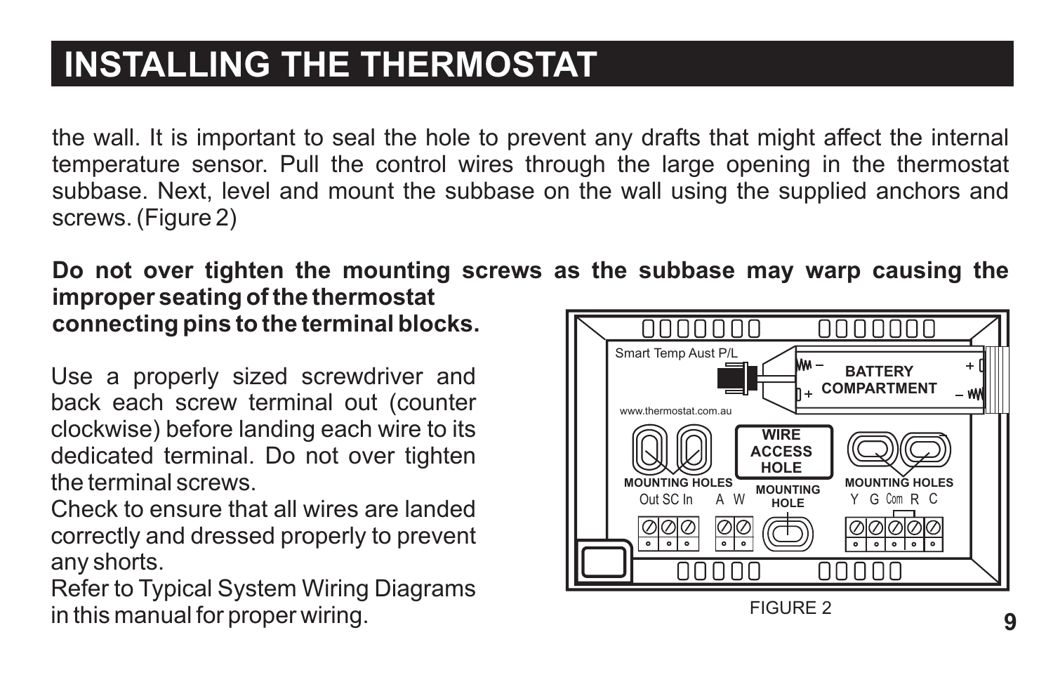# INSTALLING THE THERMOSTAT

the wall. It is important to seal the hole to prevent any drafts that might affect the internal temperature sensor. Pull the control wires through the large opening in the thermostat subbase. Next, level and mount the subbase on the wall using the supplied anchors and screws. (Figure 2)

**Do not over tighten the mounting screws as the subbase may warp causing the improper seating of the thermostat connecting pins to the terminal blocks.**

Use a properly sized screwdriver and back each screw terminal out (counter clockwise) before landing each wire to its dedicated terminal. Do not over tighten the terminal screws.

Check to ensure that all wires are landed correctly and dressed properly to prevent any shorts.

Refer to Typical System Wiring Diagrams in this manual for proper wiring.

FIGURE 2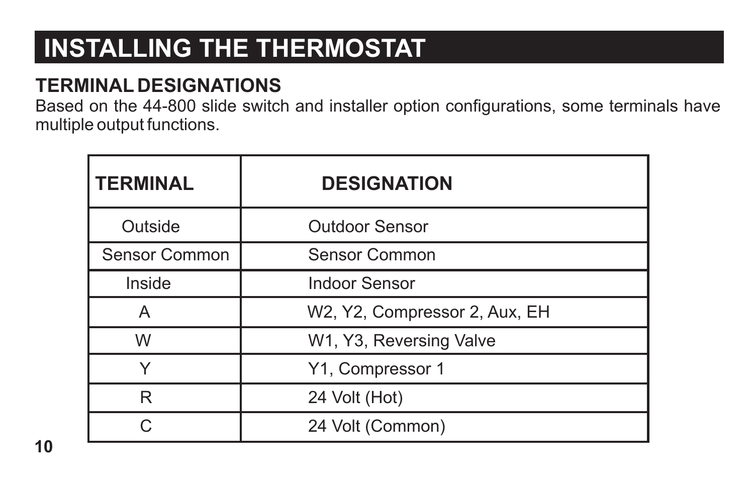# INSTALLING THE THERMOSTAT

## TERMINAL DESIGNATIONS

Based on the 44-800 slide switch and installer option configurations, some terminals have multiple output functions.

| TERMINAL | DESIGNATION |
|---|---|
| Outside | Outdoor Sensor |
| Sensor Common | Sensor Common |
| Inside | Indoor Sensor |
| A | W2, Y2, Compressor 2, Aux, EH |
| W | W1, Y3, Reversing Valve |
| Y | Y1, Compressor 1 |
| R | 24 Volt (Hot) |
| C | 24 Volt (Common) |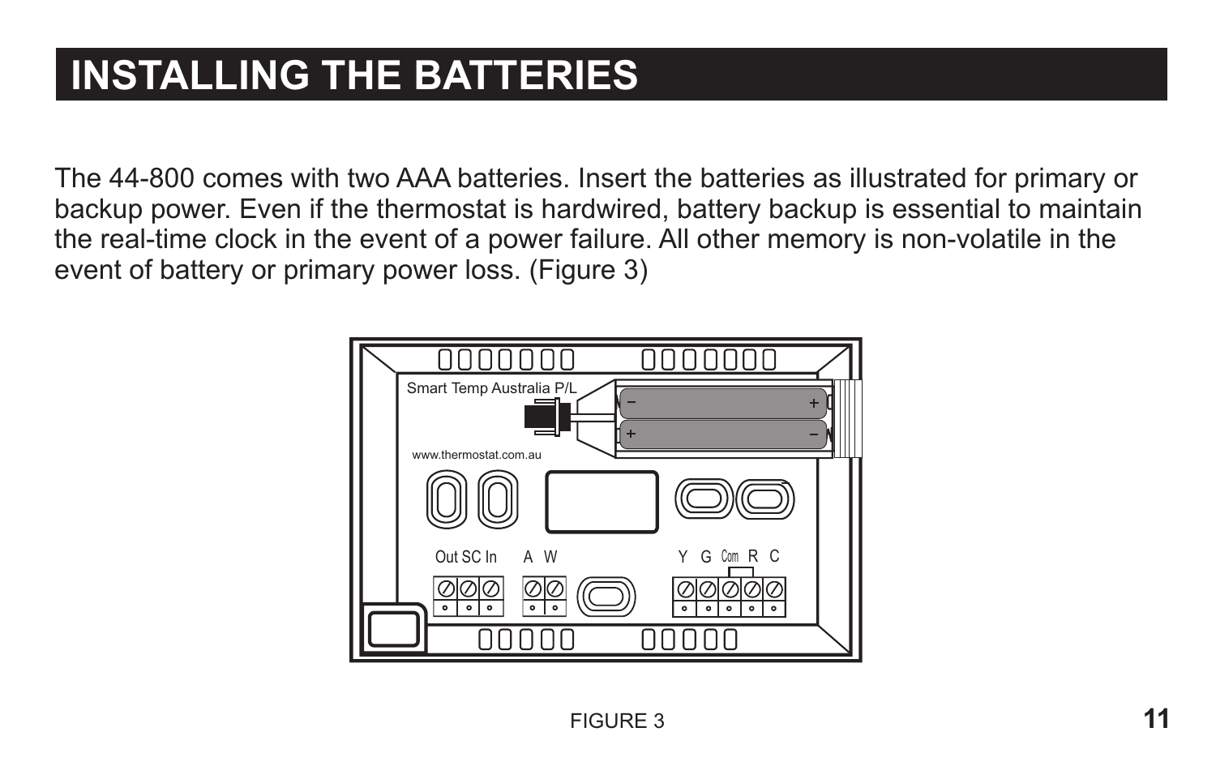# INSTALLING THE BATTERIES

The 44-800 comes with two AAA batteries. Insert the batteries as illustrated for primary or backup power. Even if the thermostat is hardwired, battery backup is essential to maintain the real-time clock in the event of a power failure. All other memory is non-volatile in the event of battery or primary power loss. (Figure 3)

FIGURE 3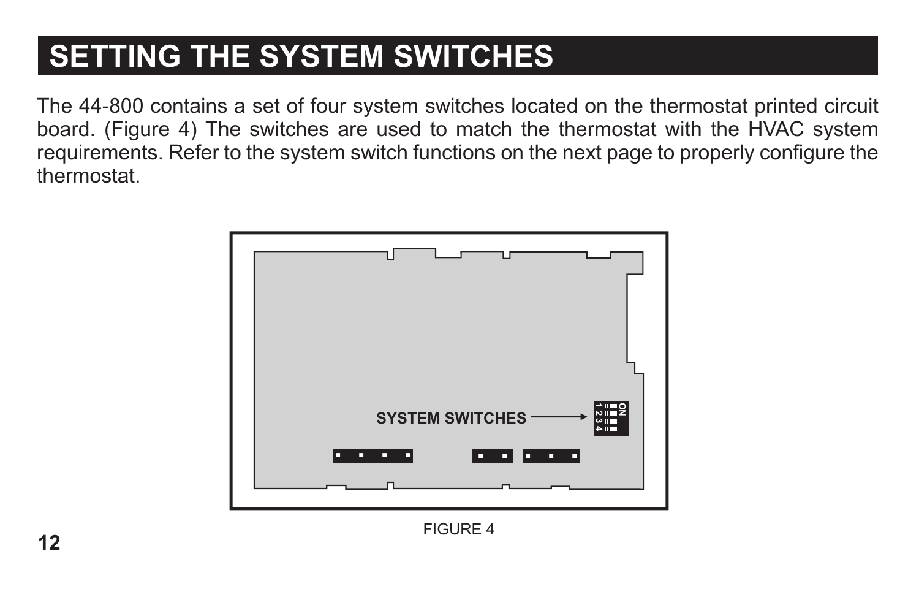# SETTING THE SYSTEM SWITCHES

The 44-800 contains a set of four system switches located on the thermostat printed circuit board. (Figure 4) The switches are used to match the thermostat with the HVAC system requirements. Refer to the system switch functions on the next page to properly configure the thermostat.

FIGURE 4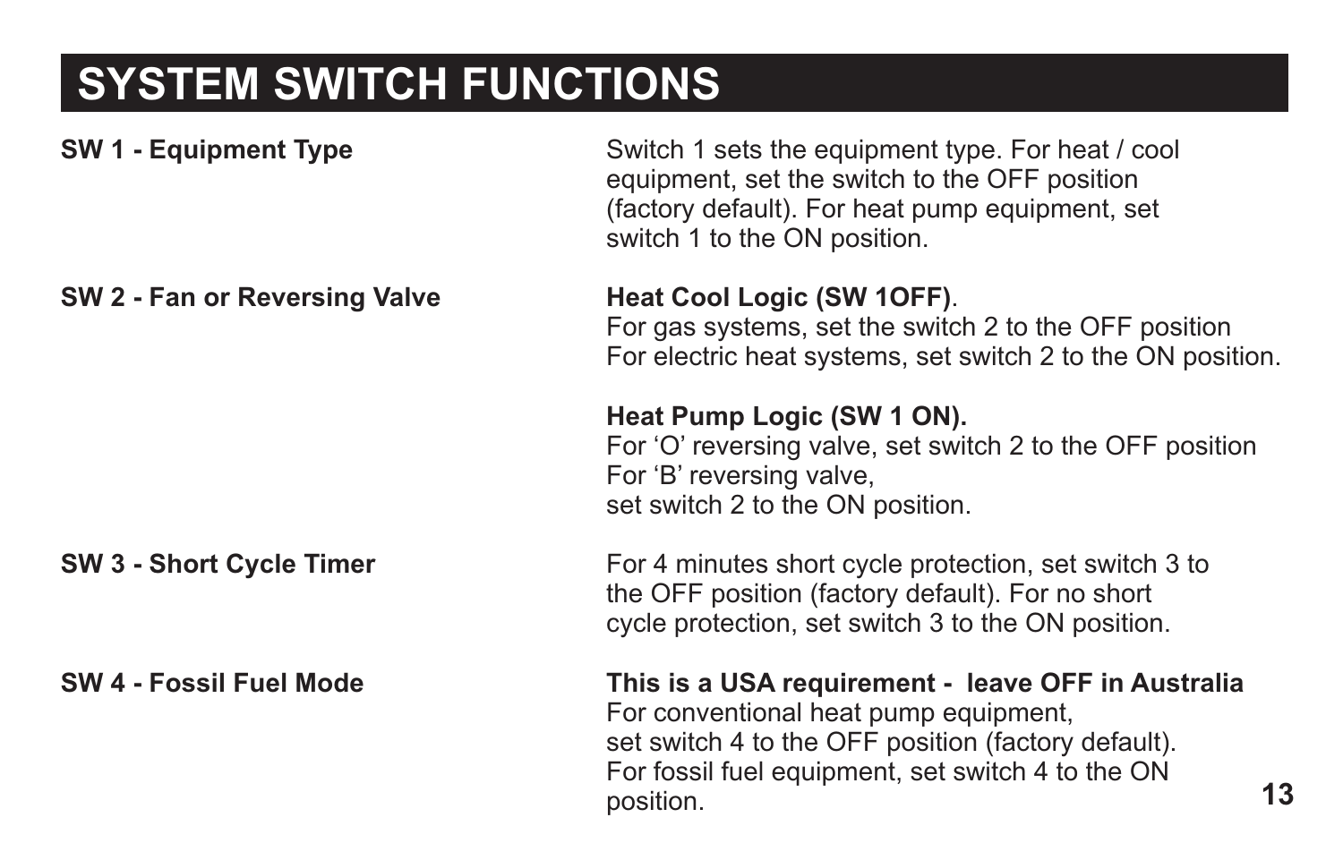# SYSTEM SWITCH FUNCTIONS

**SW 1 - Equipment Type**

Switch 1 sets the equipment type. For heat / cool equipment, set the switch to the OFF position (factory default). For heat pump equipment, set switch 1 to the ON position.

**SW 2 - Fan or Reversing Valve**

**Heat Cool Logic (SW 1OFF)**.
For gas systems, set the switch 2 to the OFF position
For electric heat systems, set switch 2 to the ON position.

**Heat Pump Logic (SW 1 ON).**
For 'O' reversing valve, set switch 2 to the OFF position
For 'B' reversing valve,
set switch 2 to the ON position.

**SW 3 - Short Cycle Timer**

For 4 minutes short cycle protection, set switch 3 to the OFF position (factory default). For no short cycle protection, set switch 3 to the ON position.

**SW 4 - Fossil Fuel Mode**

**This is a USA requirement - leave OFF in Australia**
For conventional heat pump equipment,
set switch 4 to the OFF position (factory default).
For fossil fuel equipment, set switch 4 to the ON position.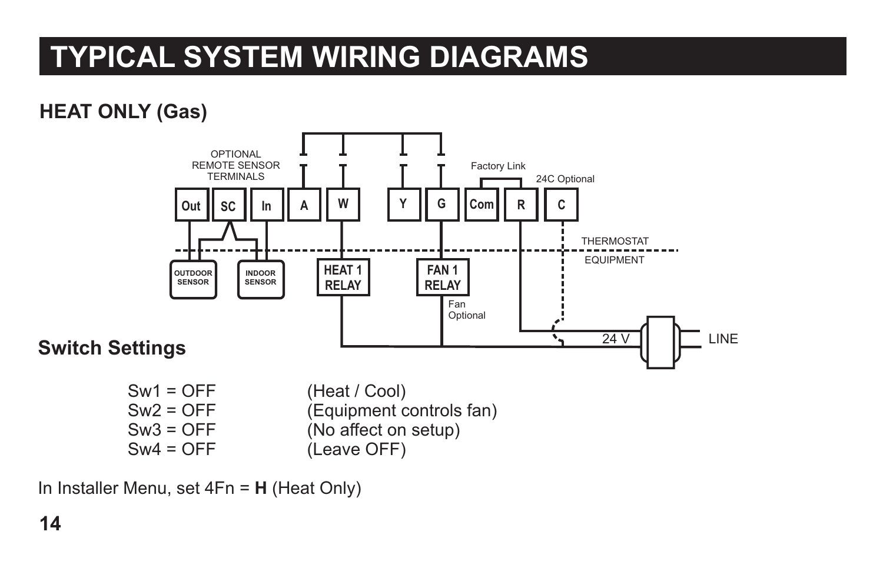# TYPICAL SYSTEM WIRING DIAGRAMS

## HEAT ONLY (Gas)

OPTIONAL REMOTE SENSOR TERMINALS

Out SC In A W Y G Com R C

Factory Link

24C Optional

THERMOSTAT

EQUIPMENT

OUTDOOR SENSOR

INDOOR SENSOR

HEAT 1 RELAY

FAN 1 RELAY

Fan Optional

24 V

LINE

## Switch Settings

| | |
|---|---|
| Sw1 = OFF | (Heat / Cool) |
| Sw2 = OFF | (Equipment controls fan) |
| Sw3 = OFF | (No affect on setup) |
| Sw4 = OFF | (Leave OFF) |

In Installer Menu, set 4Fn = **H** (Heat Only)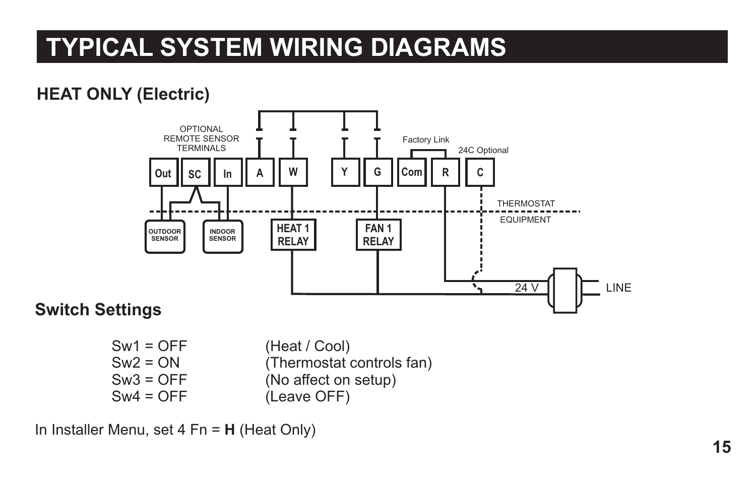# TYPICAL SYSTEM WIRING DIAGRAMS

## HEAT ONLY (Electric)

OPTIONAL REMOTE SENSOR TERMINALS

Out SC In A W Y G Com R C

Factory Link

24C Optional

THERMOSTAT

EQUIPMENT

OUTDOOR SENSOR

INDOOR SENSOR

HEAT 1 RELAY

FAN 1 RELAY

24 V

LINE

## Switch Settings

| | |
|---|---|
| Sw1 = OFF | (Heat / Cool) |
| Sw2 = ON | (Thermostat controls fan) |
| Sw3 = OFF | (No affect on setup) |
| Sw4 = OFF | (Leave OFF) |

In Installer Menu, set 4 Fn = **H** (Heat Only)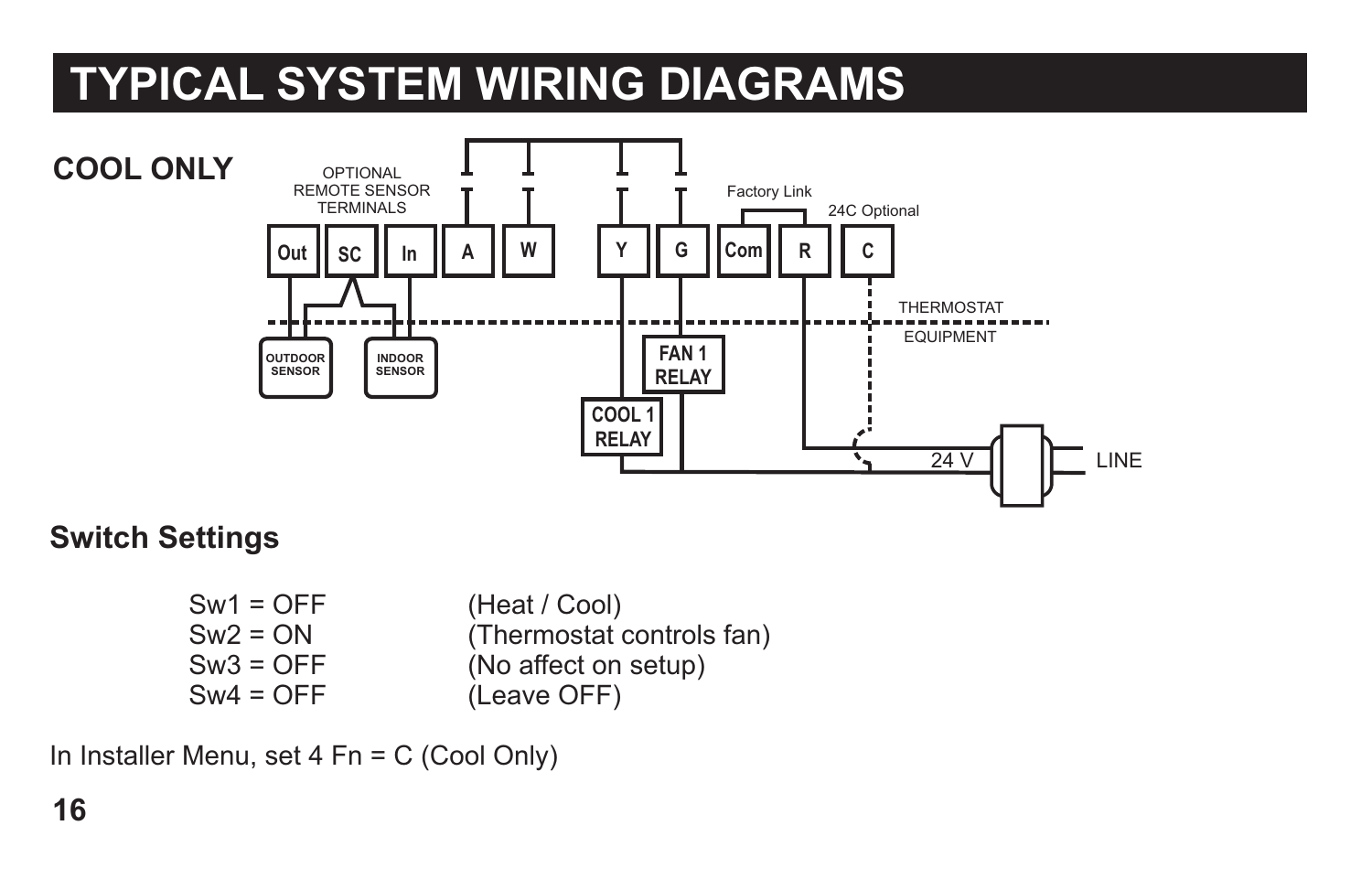# TYPICAL SYSTEM WIRING DIAGRAMS

## COOL ONLY

OPTIONAL REMOTE SENSOR TERMINALS

Out SC In A W Y G Com R C

Factory Link

24C Optional

THERMOSTAT

EQUIPMENT

OUTDOOR SENSOR

INDOOR SENSOR

FAN 1 RELAY

COOL 1 RELAY

24 V

LINE

## Switch Settings

| | |
|---|---|
| Sw1 = OFF | (Heat / Cool) |
| Sw2 = ON | (Thermostat controls fan) |
| Sw3 = OFF | (No affect on setup) |
| Sw4 = OFF | (Leave OFF) |

In Installer Menu, set 4 Fn = C (Cool Only)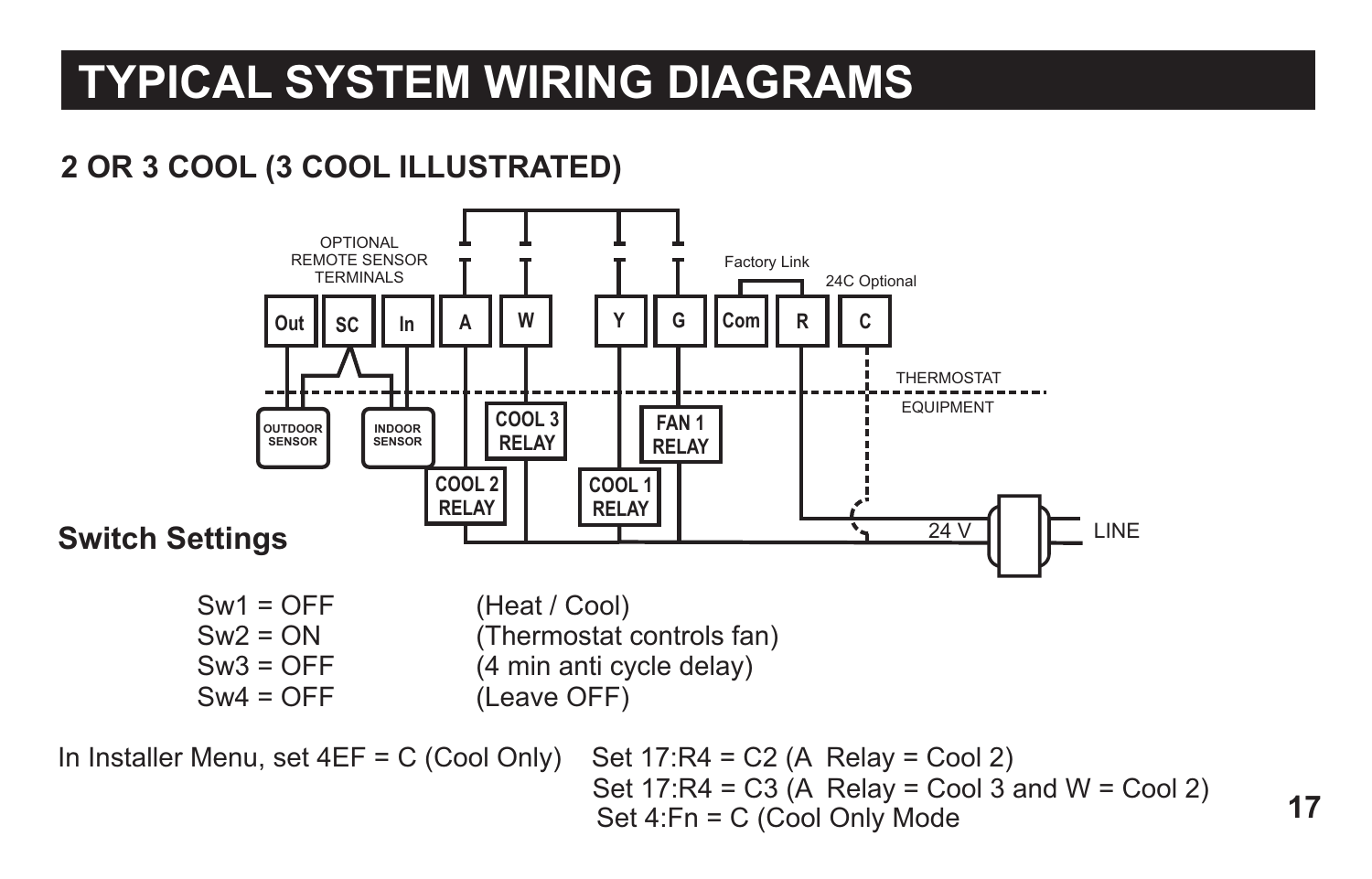# TYPICAL SYSTEM WIRING DIAGRAMS

## 2 OR 3 COOL (3 COOL ILLUSTRATED)

OPTIONAL REMOTE SENSOR TERMINALS

Factory Link

24C Optional

Out | SC | In | A | W | Y | G | Com | R | C

THERMOSTAT

EQUIPMENT

OUTDOOR SENSOR

INDOOR SENSOR

COOL 3 RELAY

FAN 1 RELAY

COOL 2 RELAY

COOL 1 RELAY

24 V

LINE

### Switch Settings

| | |
|---|---|
| Sw1 = OFF | (Heat / Cool) |
| Sw2 = ON | (Thermostat controls fan) |
| Sw3 = OFF | (4 min anti cycle delay) |
| Sw4 = OFF | (Leave OFF) |

In Installer Menu, set 4EF = C (Cool Only)

Set 17:R4 = C2 (A Relay = Cool 2)
Set 17:R4 = C3 (A Relay = Cool 3 and W = Cool 2)
Set 4:Fn = C (Cool Only Mode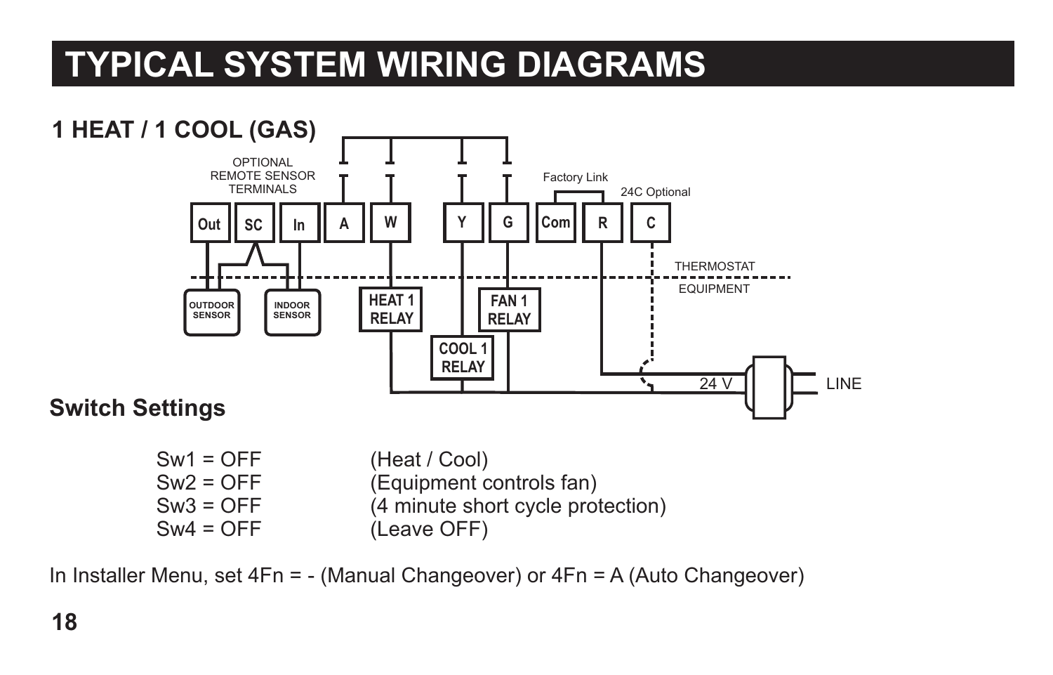# TYPICAL SYSTEM WIRING DIAGRAMS

## 1 HEAT / 1 COOL (GAS)

OPTIONAL REMOTE SENSOR TERMINALS

Out SC In A W Y G Com R C

Factory Link

24C Optional

THERMOSTAT

EQUIPMENT

OUTDOOR SENSOR

INDOOR SENSOR

HEAT 1 RELAY

FAN 1 RELAY

COOL 1 RELAY

24 V

LINE

### Switch Settings

| | |
|---|---|
| Sw1 = OFF | (Heat / Cool) |
| Sw2 = OFF | (Equipment controls fan) |
| Sw3 = OFF | (4 minute short cycle protection) |
| Sw4 = OFF | (Leave OFF) |

In Installer Menu, set 4Fn = - (Manual Changeover) or 4Fn = A (Auto Changeover)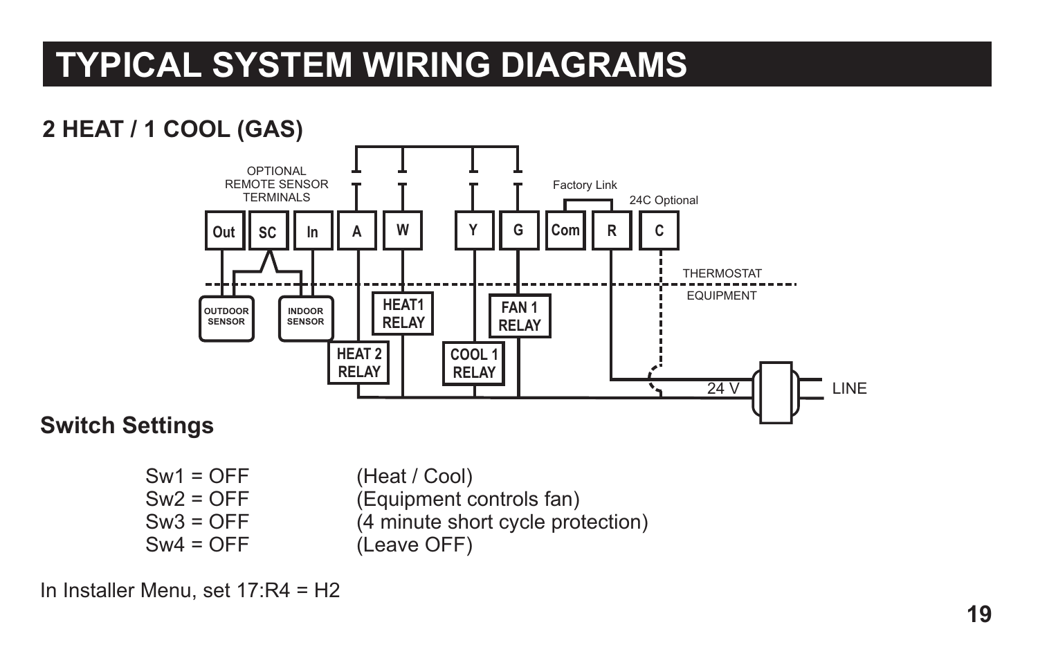# TYPICAL SYSTEM WIRING DIAGRAMS

## 2 HEAT / 1 COOL (GAS)

OPTIONAL REMOTE SENSOR TERMINALS

Factory Link

24C Optional

Out | SC | In | A | W | Y | G | Com | R | C

THERMOSTAT

EQUIPMENT

OUTDOOR SENSOR

INDOOR SENSOR

HEAT1 RELAY

FAN 1 RELAY

HEAT 2 RELAY

COOL 1 RELAY

24 V

LINE

## Switch Settings

| | |
|---|---|
| Sw1 = OFF | (Heat / Cool) |
| Sw2 = OFF | (Equipment controls fan) |
| Sw3 = OFF | (4 minute short cycle protection) |
| Sw4 = OFF | (Leave OFF) |

In Installer Menu, set 17:R4 = H2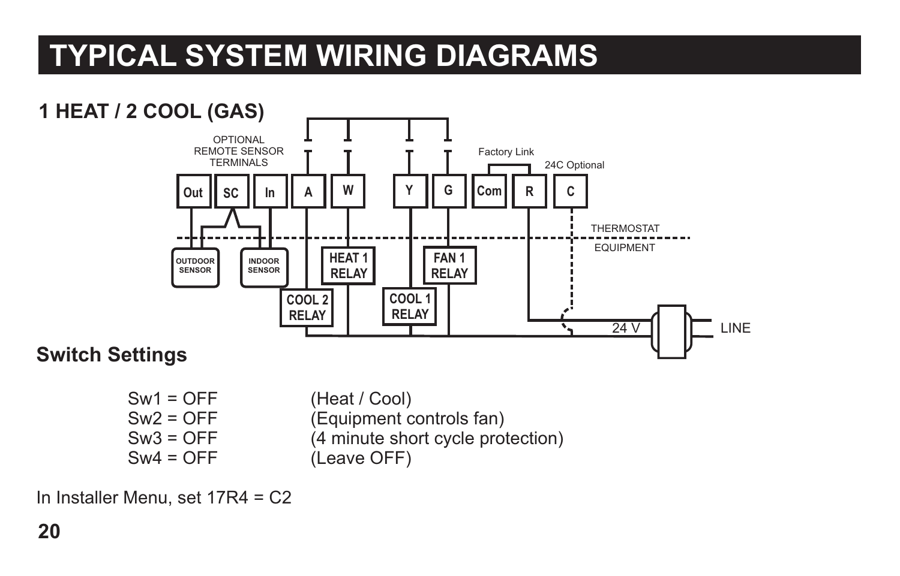# TYPICAL SYSTEM WIRING DIAGRAMS

## 1 HEAT / 2 COOL (GAS)

OPTIONAL REMOTE SENSOR TERMINALS

Out | SC | In | A | W | Y | G | Com | R | C

Factory Link

24C Optional

THERMOSTAT

EQUIPMENT

OUTDOOR SENSOR

INDOOR SENSOR

HEAT 1 RELAY

FAN 1 RELAY

COOL 2 RELAY

COOL 1 RELAY

24 V

LINE

### Switch Settings

| | |
|---|---|
| Sw1 = OFF | (Heat / Cool) |
| Sw2 = OFF | (Equipment controls fan) |
| Sw3 = OFF | (4 minute short cycle protection) |
| Sw4 = OFF | (Leave OFF) |

In Installer Menu, set 17R4 = C2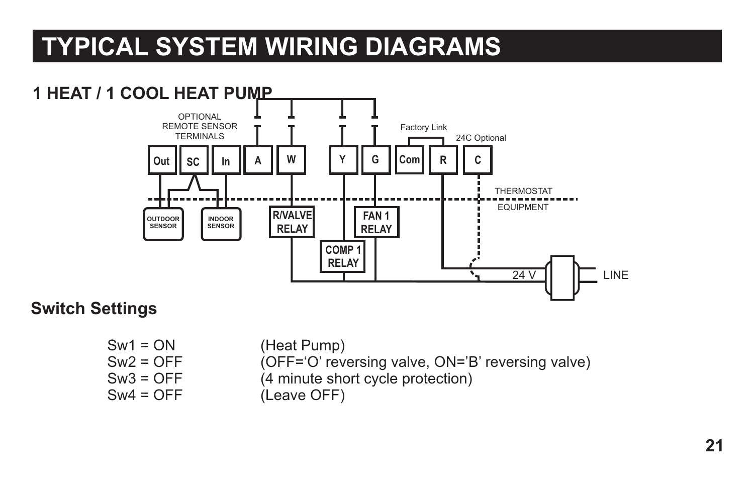# TYPICAL SYSTEM WIRING DIAGRAMS

## 1 HEAT / 1 COOL HEAT PUMP

OPTIONAL REMOTE SENSOR TERMINALS

Out | SC | In | A | W | Y | G | Com | R | C

Factory Link

24C Optional

THERMOSTAT

EQUIPMENT

OUTDOOR SENSOR

INDOOR SENSOR

R/VALVE RELAY

FAN 1 RELAY

COMP 1 RELAY

24 V

LINE

## Switch Settings

| | |
|---|---|
| Sw1 = ON | (Heat Pump) |
| Sw2 = OFF | (OFF='O' reversing valve, ON='B' reversing valve) |
| Sw3 = OFF | (4 minute short cycle protection) |
| Sw4 = OFF | (Leave OFF) |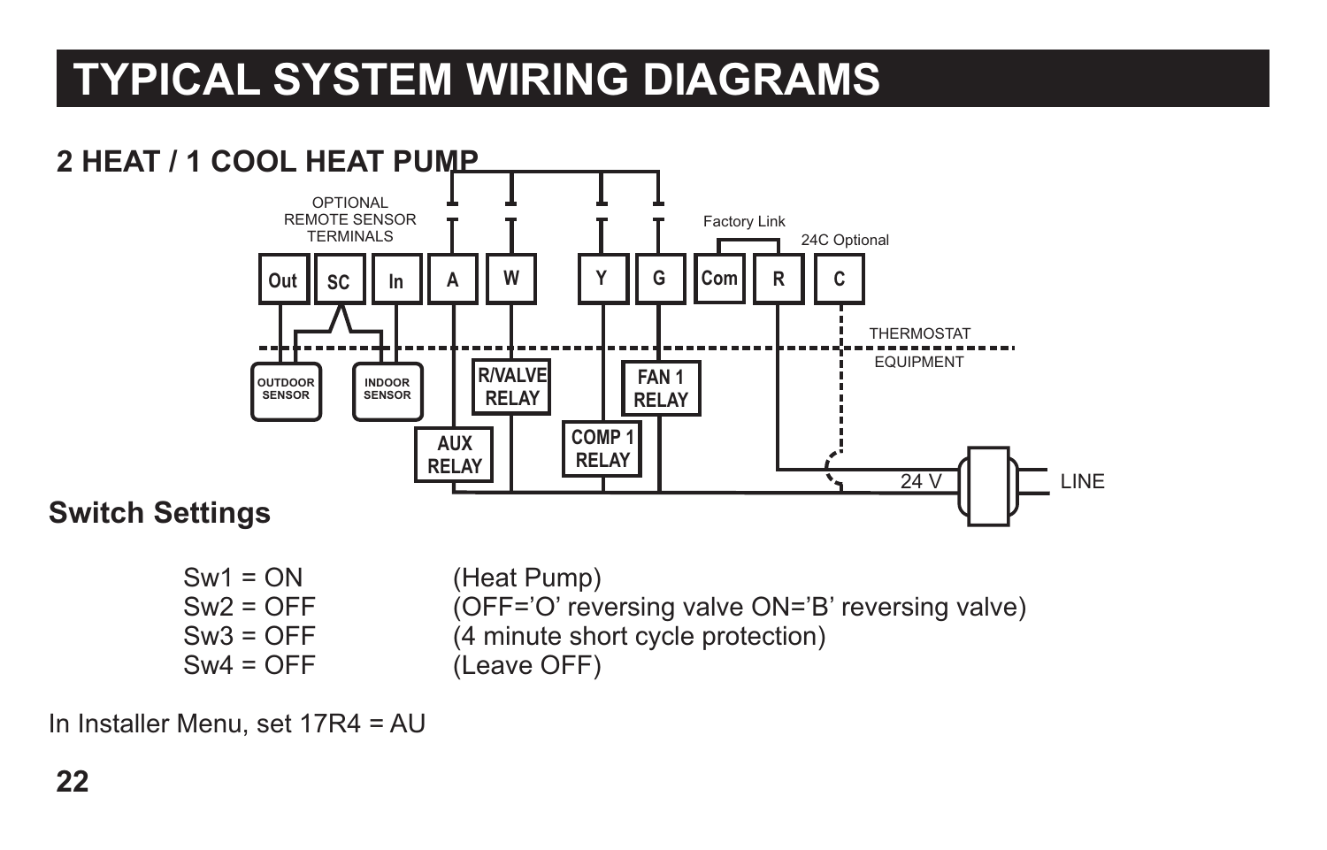# TYPICAL SYSTEM WIRING DIAGRAMS

## 2 HEAT / 1 COOL HEAT PUMP

OPTIONAL REMOTE SENSOR TERMINALS

Out SC In A W Y G Com R C

Factory Link

24C Optional

THERMOSTAT

EQUIPMENT

OUTDOOR SENSOR

INDOOR SENSOR

R/VALVE RELAY

FAN 1 RELAY

AUX RELAY

COMP 1 RELAY

24 V

LINE

## Switch Settings

| | |
|---|---|
| Sw1 = ON | (Heat Pump) |
| Sw2 = OFF | (OFF='O' reversing valve ON='B' reversing valve) |
| Sw3 = OFF | (4 minute short cycle protection) |
| Sw4 = OFF | (Leave OFF) |

In Installer Menu, set 17R4 = AU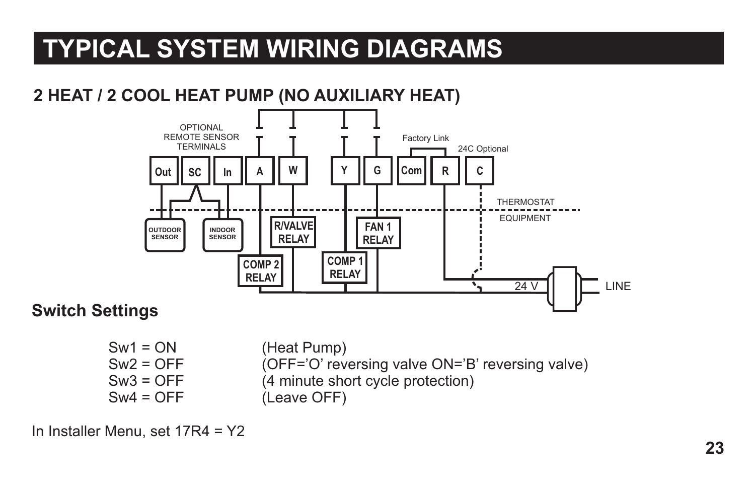# TYPICAL SYSTEM WIRING DIAGRAMS

## 2 HEAT / 2 COOL HEAT PUMP (NO AUXILIARY HEAT)

OPTIONAL REMOTE SENSOR TERMINALS

Out | SC | In | A | W | Y | G | Com | R | C

Factory Link

24C Optional

THERMOSTAT

EQUIPMENT

OUTDOOR SENSOR

INDOOR SENSOR

R/VALVE RELAY

FAN 1 RELAY

COMP 2 RELAY

COMP 1 RELAY

24 V

LINE

### Switch Settings

| | |
|---|---|
| Sw1 = ON | (Heat Pump) |
| Sw2 = OFF | (OFF='O' reversing valve ON='B' reversing valve) |
| Sw3 = OFF | (4 minute short cycle protection) |
| Sw4 = OFF | (Leave OFF) |

In Installer Menu, set 17R4 = Y2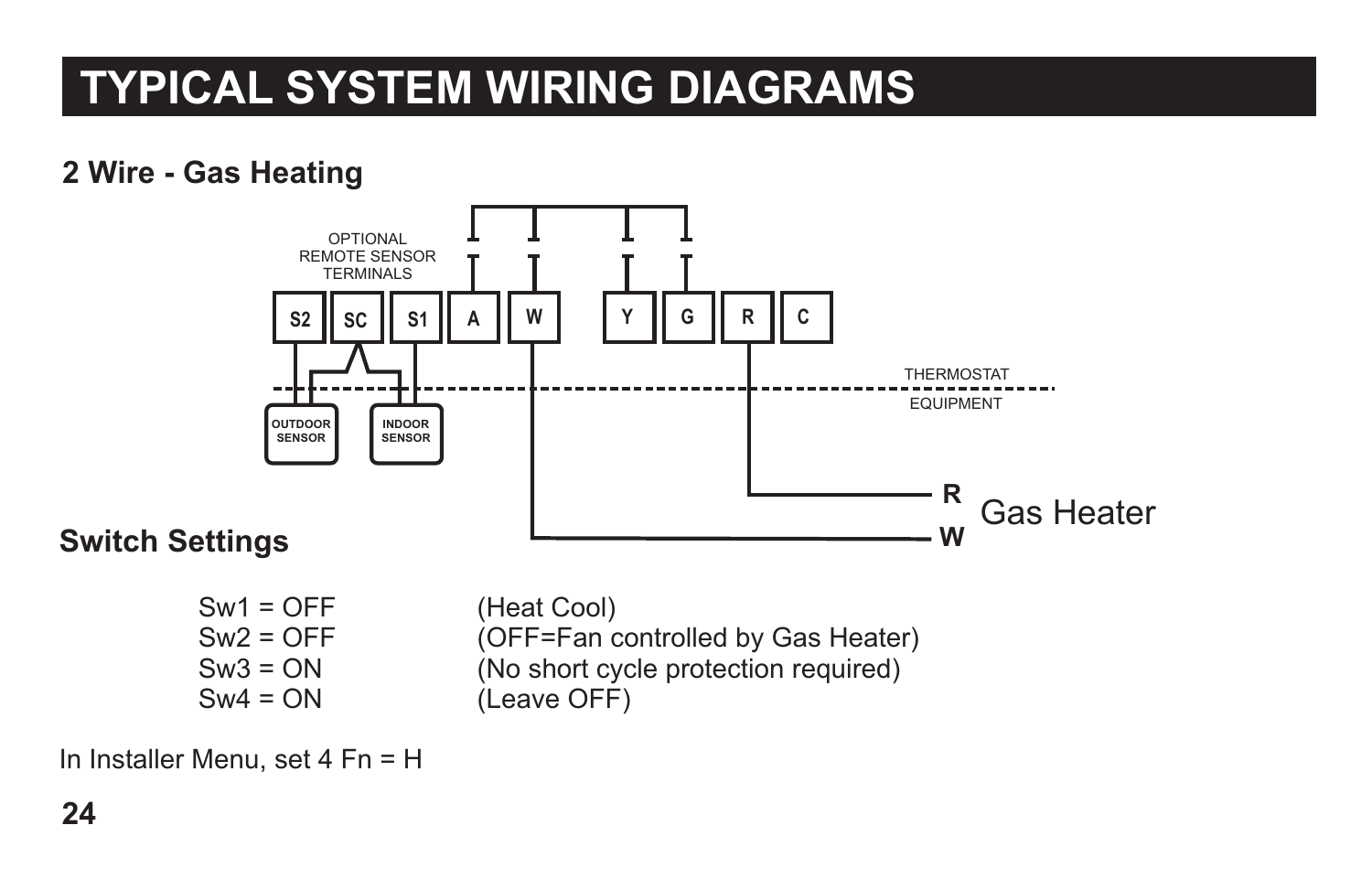# TYPICAL SYSTEM WIRING DIAGRAMS

## 2 Wire - Gas Heating

OPTIONAL REMOTE SENSOR TERMINALS

S2 SC S1 A W Y G R C

THERMOSTAT

EQUIPMENT

OUTDOOR SENSOR

INDOOR SENSOR

R
W
Gas Heater

## Switch Settings

| | |
|---|---|
| Sw1 = OFF | (Heat Cool) |
| Sw2 = OFF | (OFF=Fan controlled by Gas Heater) |
| Sw3 = ON | (No short cycle protection required) |
| Sw4 = ON | (Leave OFF) |

In Installer Menu, set 4 Fn = H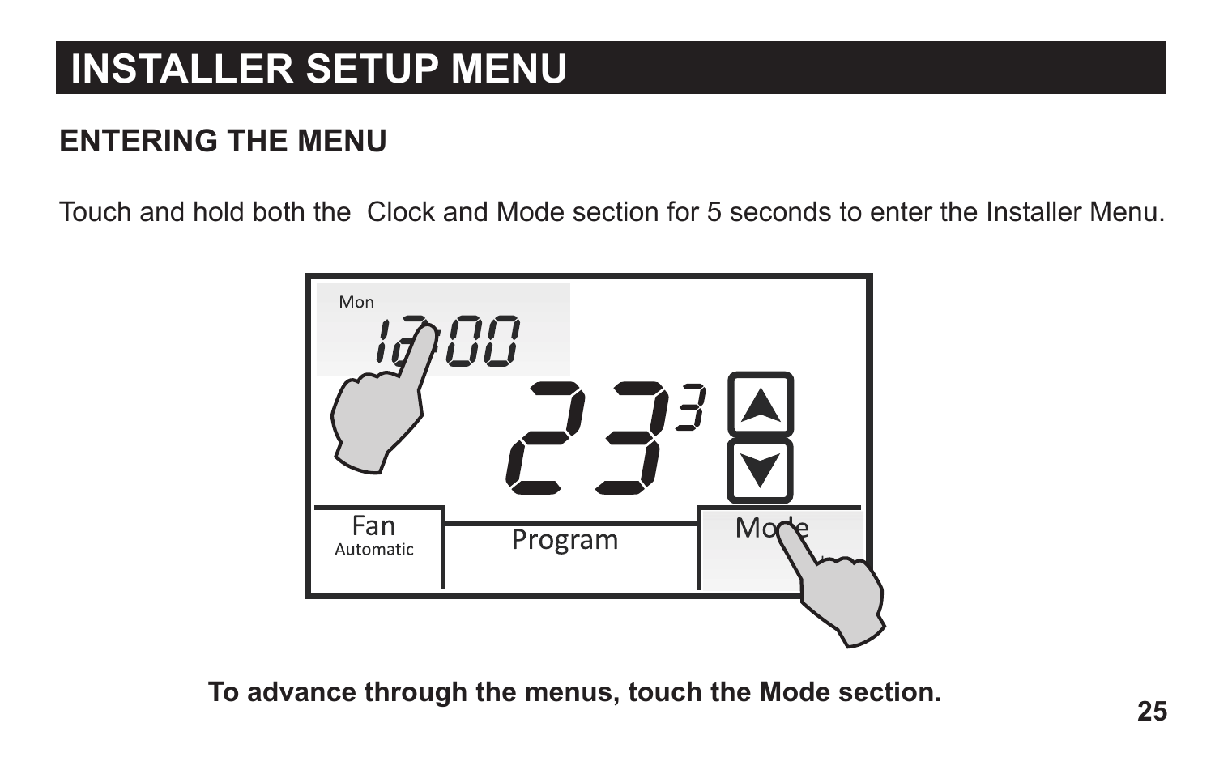# INSTALLER SETUP MENU

## ENTERING THE MENU

Touch and hold both the  Clock and Mode section for 5 seconds to enter the Installer Menu.

**To advance through the menus, touch the Mode section.**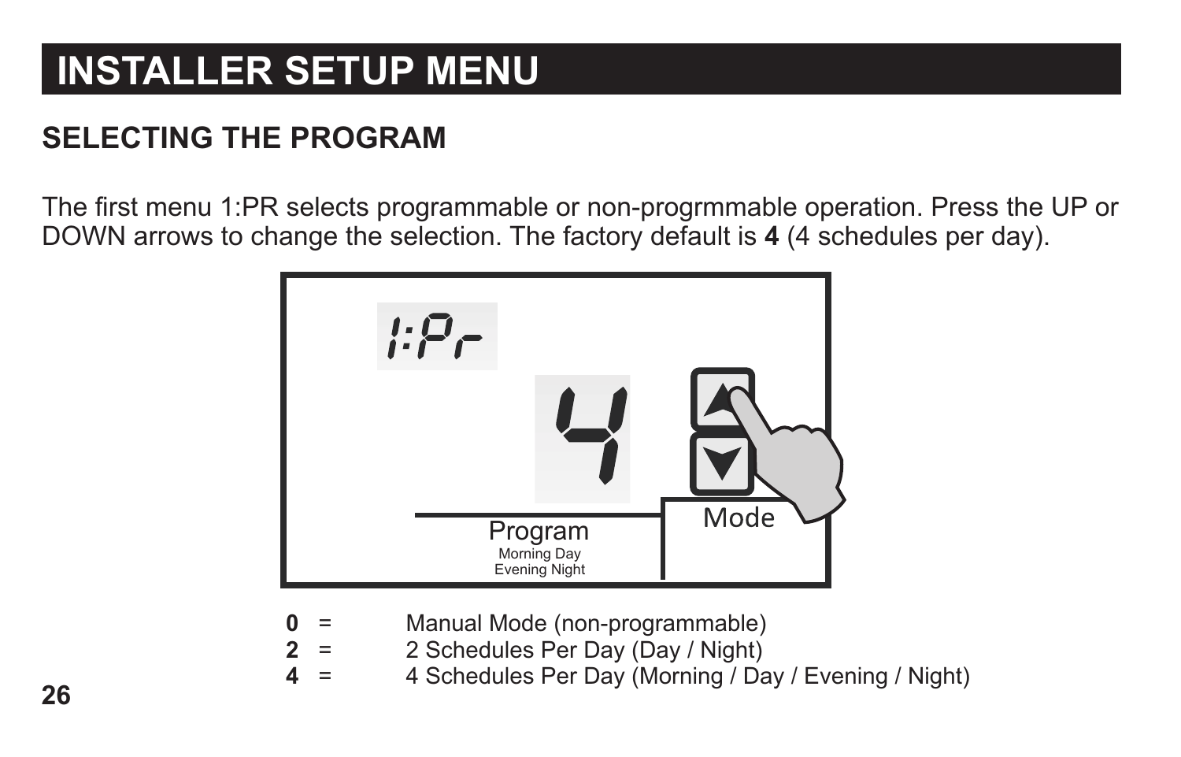# INSTALLER SETUP MENU

## SELECTING THE PROGRAM

The first menu 1:PR selects programmable or non-progrmmable operation. Press the UP or DOWN arrows to change the selection. The factory default is **4** (4 schedules per day).

**0** = Manual Mode (non-programmable)
**2** = 2 Schedules Per Day (Day / Night)
**4** = 4 Schedules Per Day (Morning / Day / Evening / Night)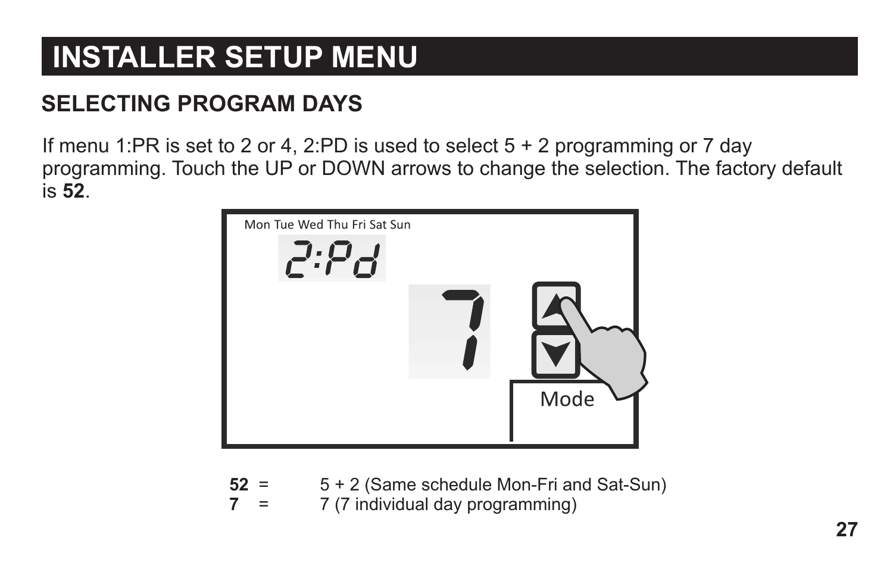# INSTALLER SETUP MENU

## SELECTING PROGRAM DAYS

If menu 1:PR is set to 2 or 4, 2:PD is used to select 5 + 2 programming or 7 day programming. Touch the UP or DOWN arrows to change the selection. The factory default is **52**.

**52** = 5 + 2 (Same schedule Mon-Fri and Sat-Sun)
**7** = 7 (7 individual day programming)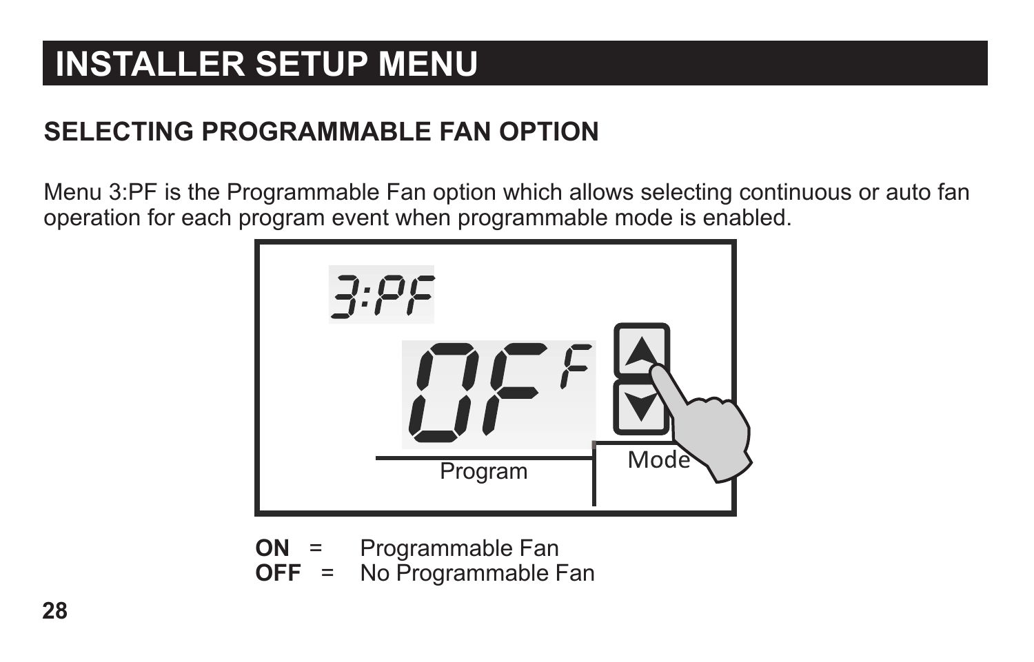# INSTALLER SETUP MENU

## SELECTING PROGRAMMABLE FAN OPTION

Menu 3:PF is the Programmable Fan option which allows selecting continuous or auto fan operation for each program event when programmable mode is enabled.

**ON** = Programmable Fan
**OFF** = No Programmable Fan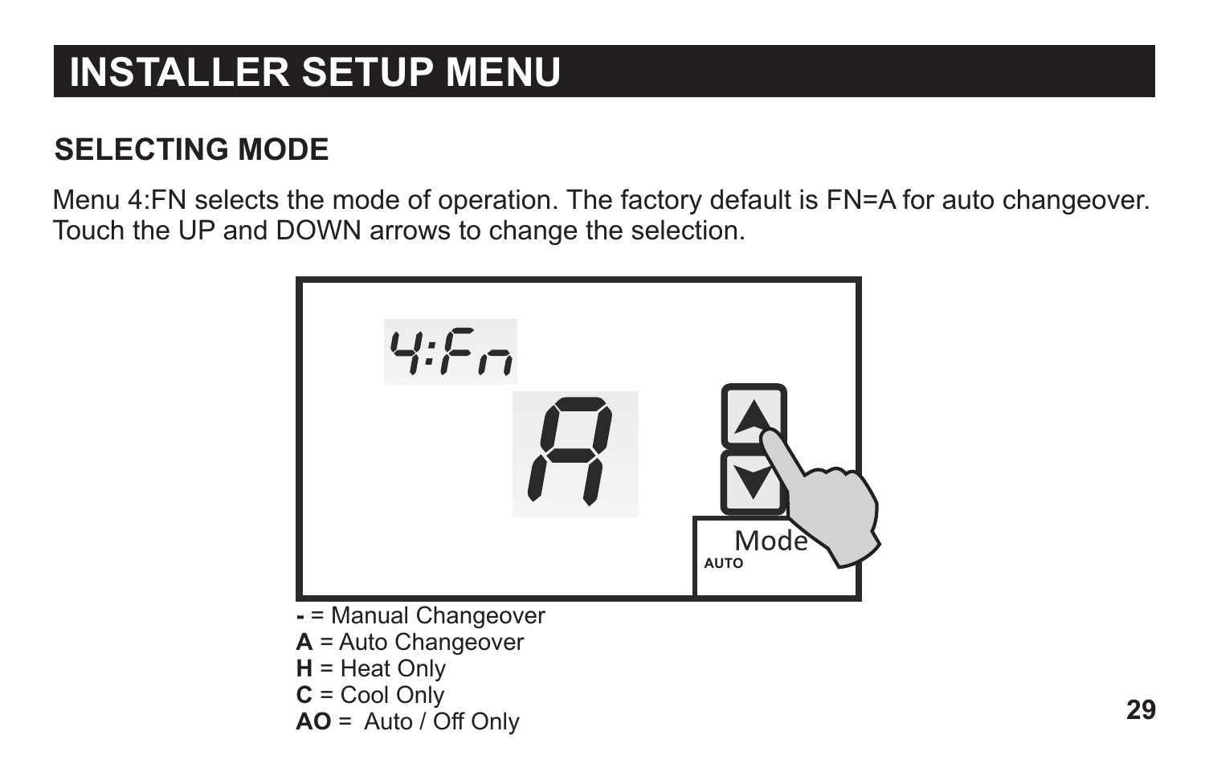# INSTALLER SETUP MENU

## SELECTING MODE

Menu 4:FN selects the mode of operation. The factory default is FN=A for auto changeover. Touch the UP and DOWN arrows to change the selection.

4:Fn

A

Mode

AUTO

**-** = Manual Changeover
**A** = Auto Changeover
**H** = Heat Only
**C** = Cool Only
**AO** = Auto / Off Only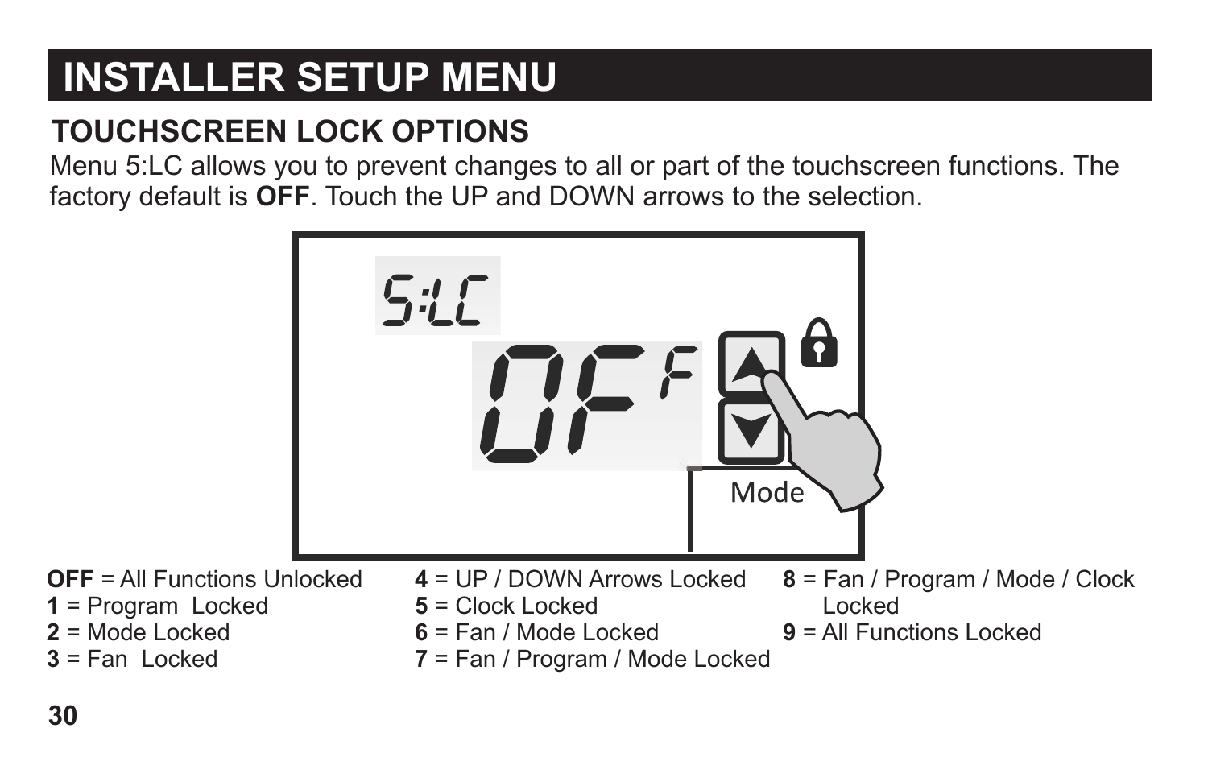# INSTALLER SETUP MENU

## TOUCHSCREEN LOCK OPTIONS

Menu 5:LC allows you to prevent changes to all or part of the touchscreen functions. The factory default is **OFF**. Touch the UP and DOWN arrows to the selection.

**OFF** = All Functions Unlocked
**1** = Program Locked
**2** = Mode Locked
**3** = Fan Locked
**4** = UP / DOWN Arrows Locked
**5** = Clock Locked
**6** = Fan / Mode Locked
**7** = Fan / Program / Mode Locked
**8** = Fan / Program / Mode / Clock Locked
**9** = All Functions Locked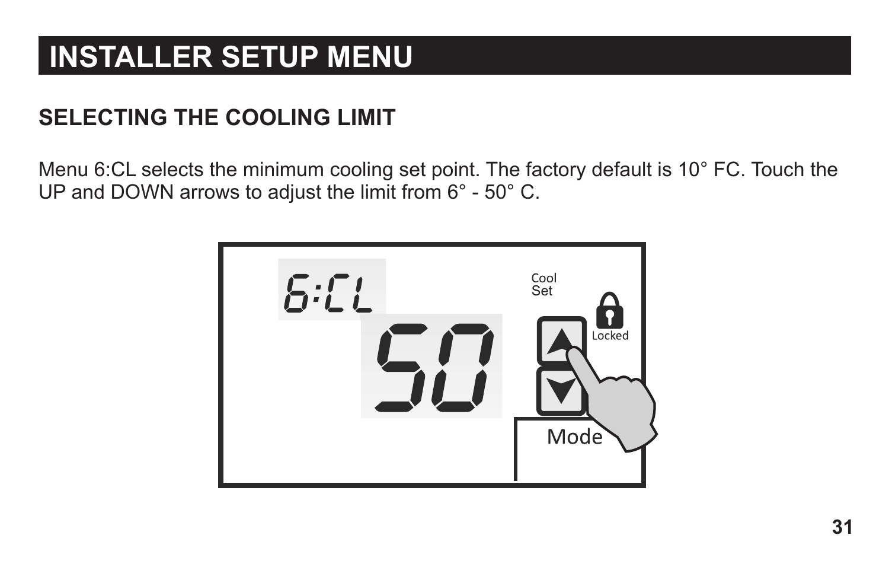# INSTALLER SETUP MENU

## SELECTING THE COOLING LIMIT

Menu 6:CL selects the minimum cooling set point. The factory default is 10° FC. Touch the UP and DOWN arrows to adjust the limit from 6° - 50° C.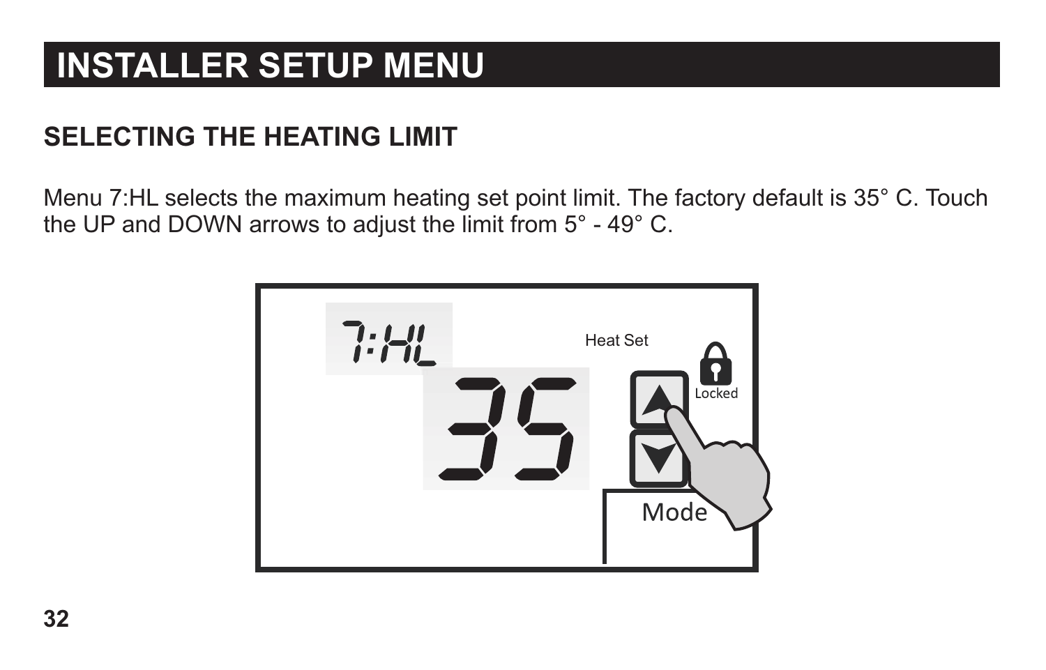# INSTALLER SETUP MENU

## SELECTING THE HEATING LIMIT

Menu 7:HL selects the maximum heating set point limit. The factory default is 35° C. Touch the UP and DOWN arrows to adjust the limit from 5° - 49° C.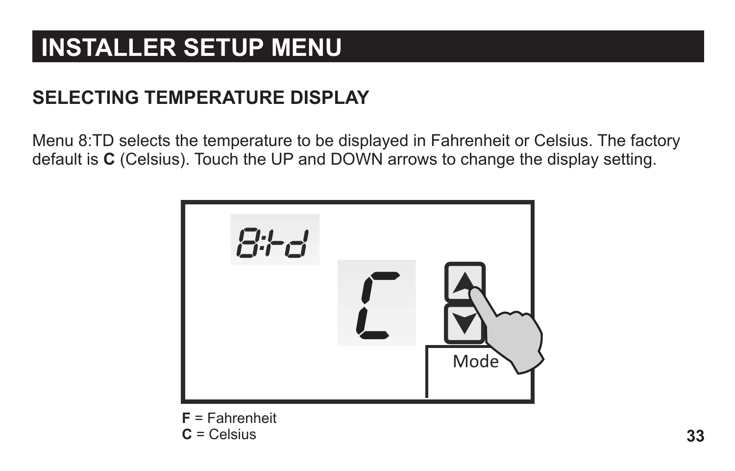# INSTALLER SETUP MENU

## SELECTING TEMPERATURE DISPLAY

Menu 8:TD selects the temperature to be displayed in Fahrenheit or Celsius. The factory default is **C** (Celsius). Touch the UP and DOWN arrows to change the display setting.

**F** = Fahrenheit
**C** = Celsius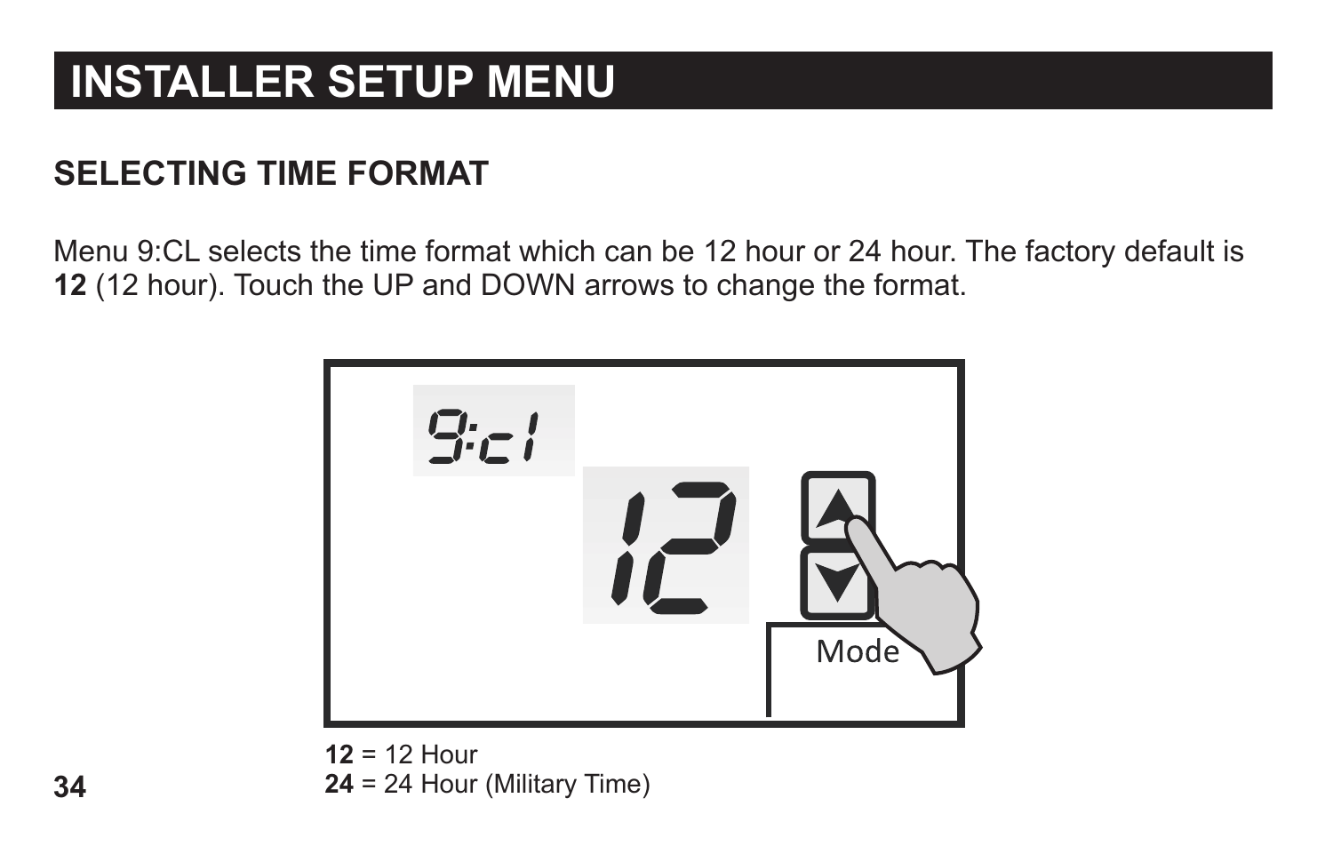# INSTALLER SETUP MENU

## SELECTING TIME FORMAT

Menu 9:CL selects the time format which can be 12 hour or 24 hour. The factory default is **12** (12 hour). Touch the UP and DOWN arrows to change the format.

**12** = 12 Hour
**24** = 24 Hour (Military Time)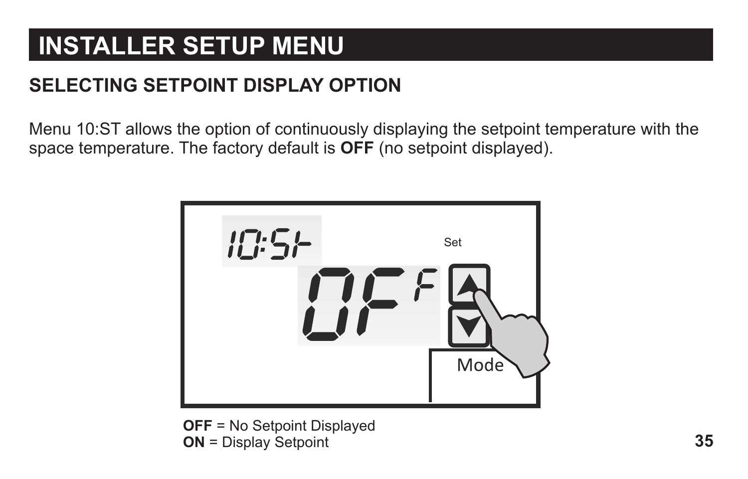# INSTALLER SETUP MENU

## SELECTING SETPOINT DISPLAY OPTION

Menu 10:ST allows the option of continuously displaying the setpoint temperature with the space temperature. The factory default is **OFF** (no setpoint displayed).

**OFF** = No Setpoint Displayed
**ON** = Display Setpoint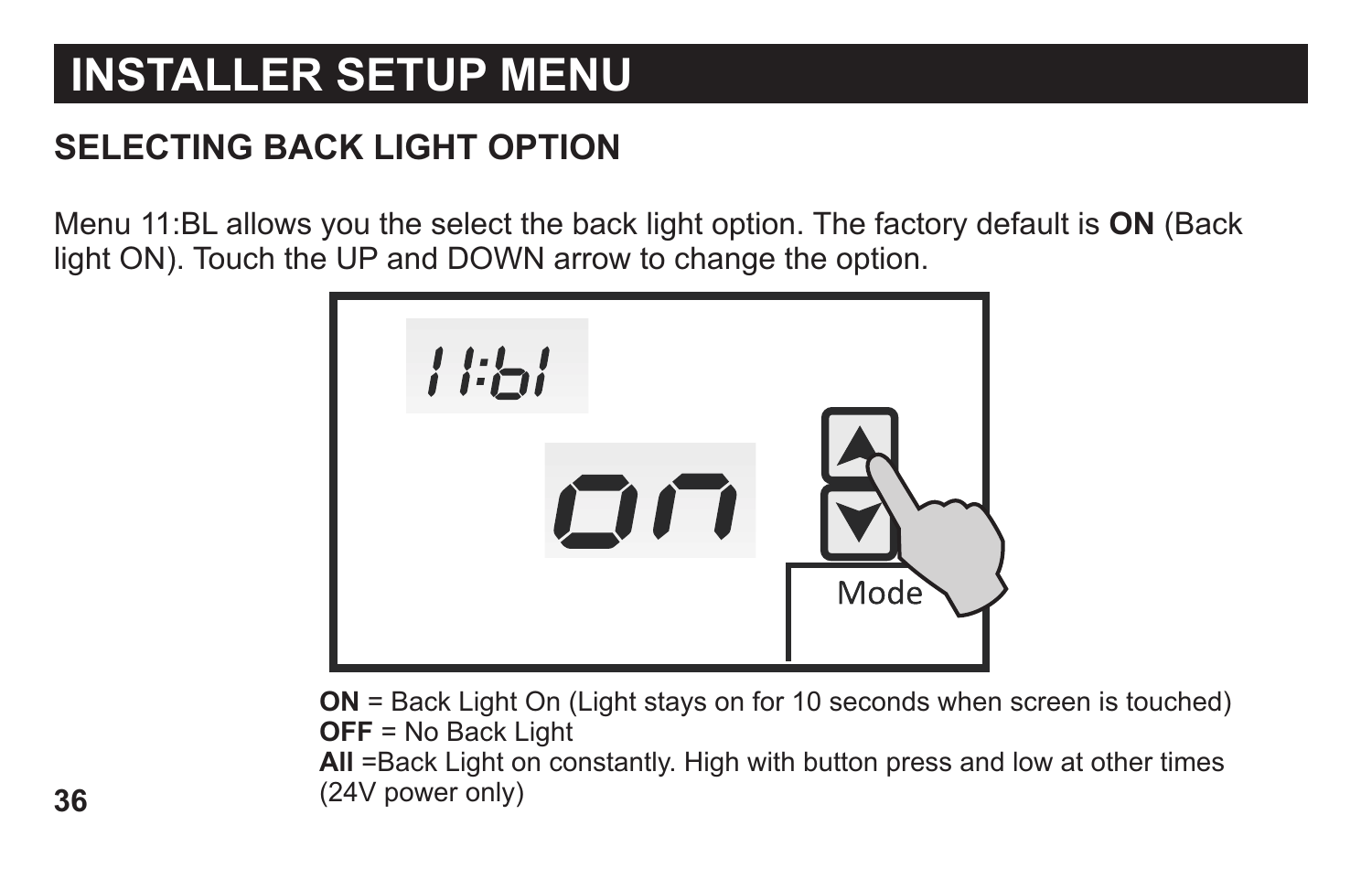# INSTALLER SETUP MENU

## SELECTING BACK LIGHT OPTION

Menu 11:BL allows you the select the back light option. The factory default is **ON** (Back light ON). Touch the UP and DOWN arrow to change the option.

**ON** = Back Light On (Light stays on for 10 seconds when screen is touched)
**OFF** = No Back Light
**All** =Back Light on constantly. High with button press and low at other times (24V power only)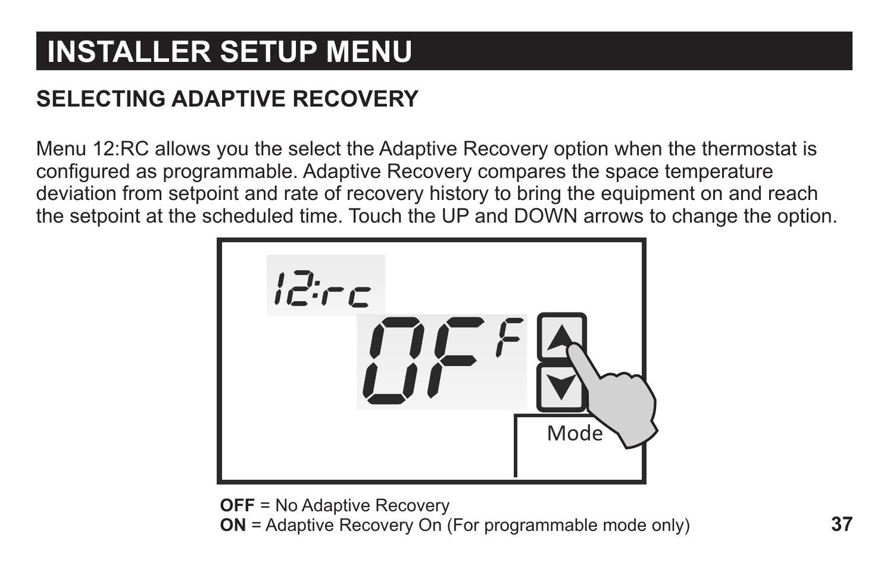# INSTALLER SETUP MENU

## SELECTING ADAPTIVE RECOVERY

Menu 12:RC allows you the select the Adaptive Recovery option when the thermostat is configured as programmable. Adaptive Recovery compares the space temperature deviation from setpoint and rate of recovery history to bring the equipment on and reach the setpoint at the scheduled time. Touch the UP and DOWN arrows to change the option.

**OFF** = No Adaptive Recovery
**ON** = Adaptive Recovery On (For programmable mode only)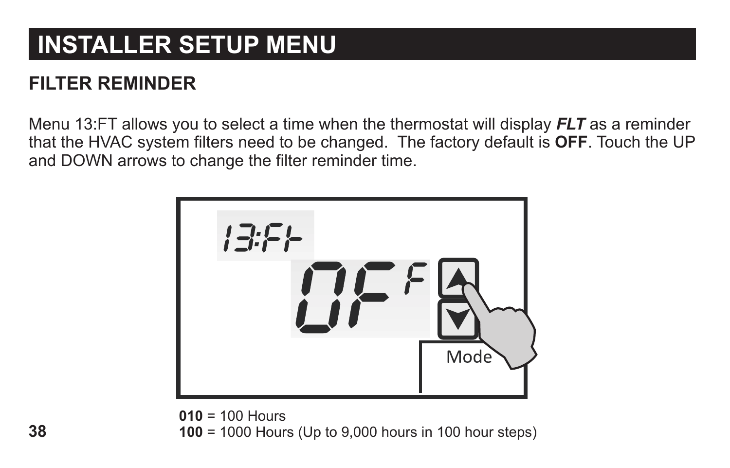# INSTALLER SETUP MENU

## FILTER REMINDER

Menu 13:FT allows you to select a time when the thermostat will display ***FLT*** as a reminder that the HVAC system filters need to be changed.  The factory default is **OFF**. Touch the UP and DOWN arrows to change the filter reminder time.

**010** = 100 Hours
**100** = 1000 Hours (Up to 9,000 hours in 100 hour steps)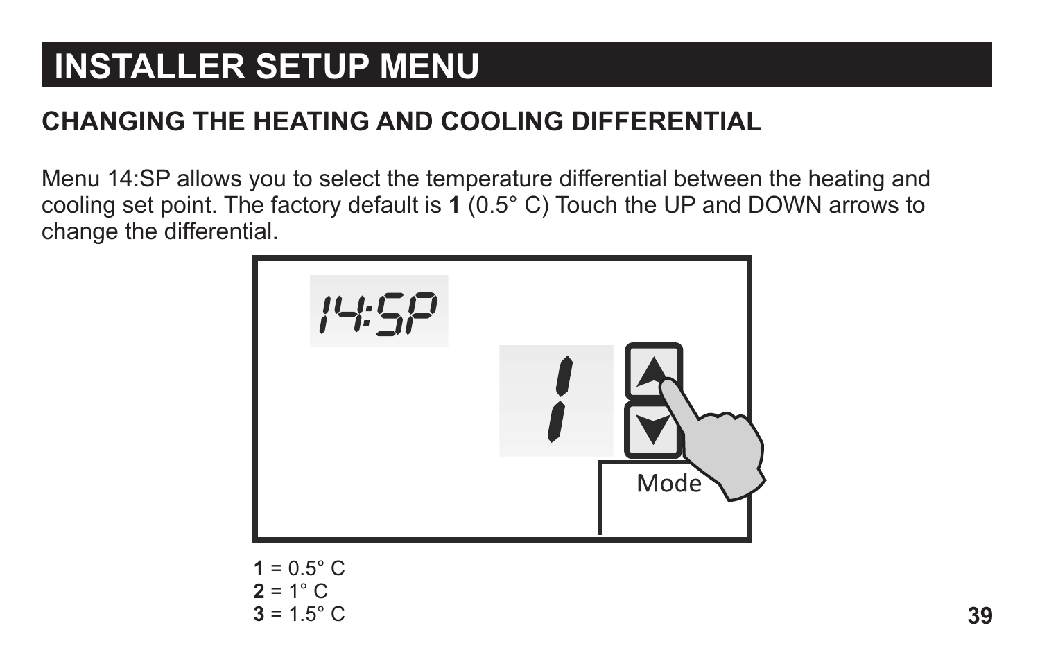# INSTALLER SETUP MENU

## CHANGING THE HEATING AND COOLING DIFFERENTIAL

Menu 14:SP allows you to select the temperature differential between the heating and cooling set point. The factory default is **1** (0.5° C) Touch the UP and DOWN arrows to change the differential.

**1** = 0.5° C
**2** = 1° C
**3** = 1.5° C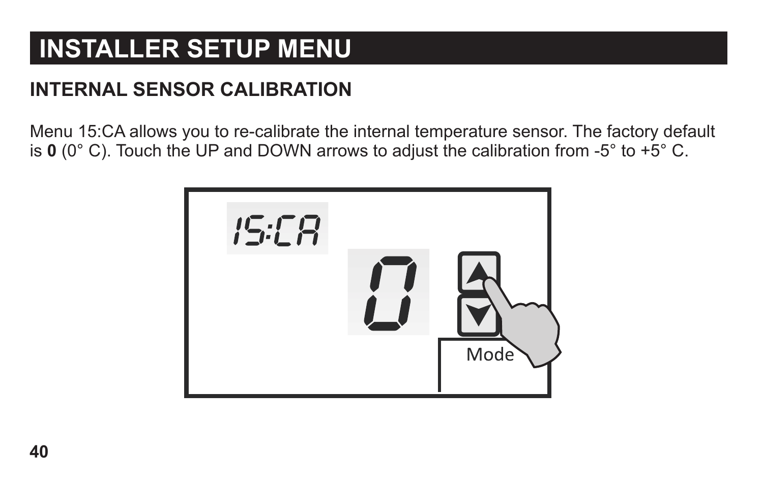# INSTALLER SETUP MENU

## INTERNAL SENSOR CALIBRATION

Menu 15:CA allows you to re-calibrate the internal temperature sensor. The factory default is **0** (0° C). Touch the UP and DOWN arrows to adjust the calibration from -5° to +5° C.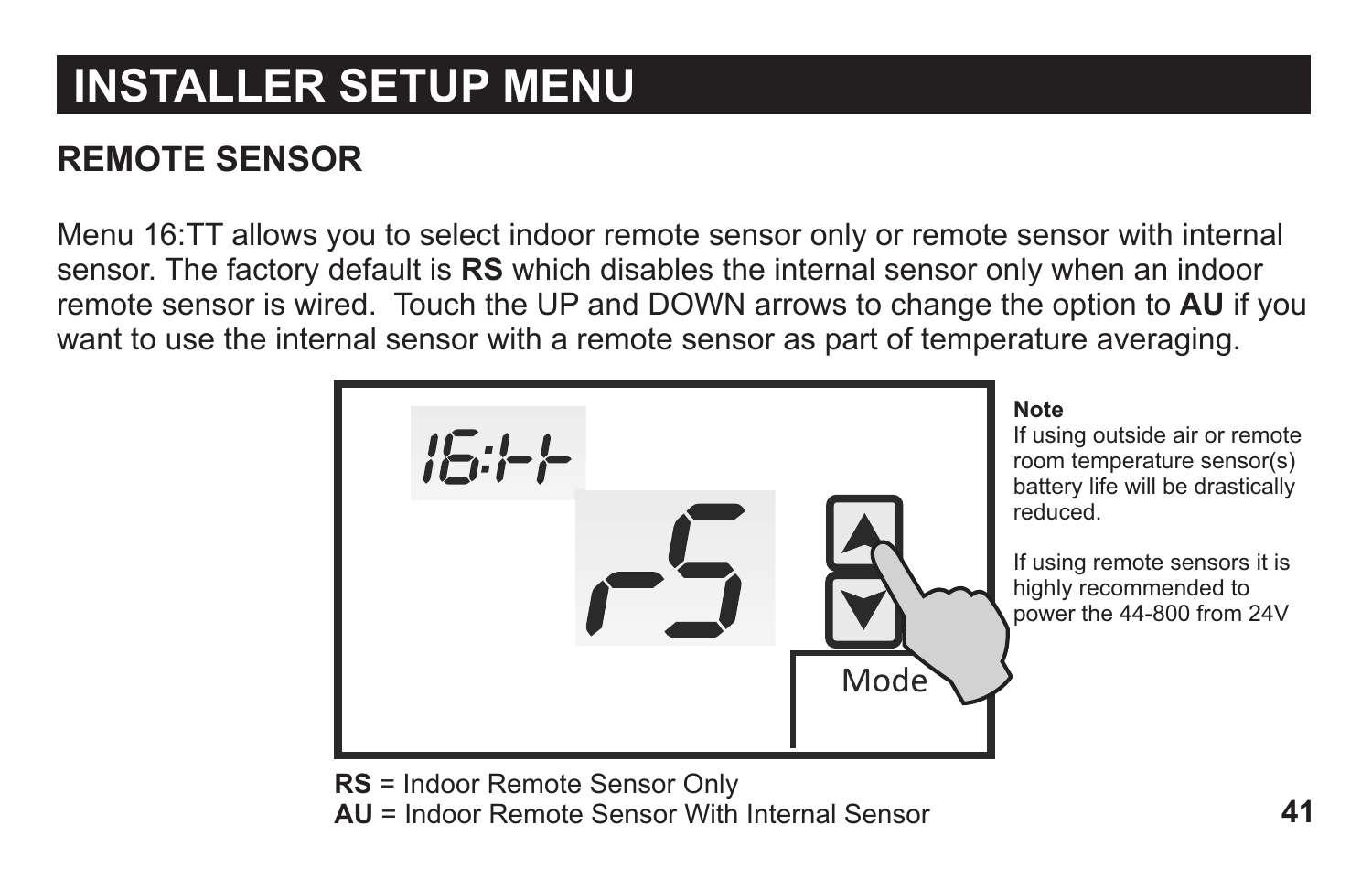# INSTALLER SETUP MENU

## REMOTE SENSOR

Menu 16:TT allows you to select indoor remote sensor only or remote sensor with internal sensor. The factory default is **RS** which disables the internal sensor only when an indoor remote sensor is wired.  Touch the UP and DOWN arrows to change the option to **AU** if you want to use the internal sensor with a remote sensor as part of temperature averaging.

**Note**
If using outside air or remote room temperature sensor(s) battery life will be drastically reduced.

If using remote sensors it is highly recommended to power the 44-800 from 24V

**RS** = Indoor Remote Sensor Only
**AU** = Indoor Remote Sensor With Internal Sensor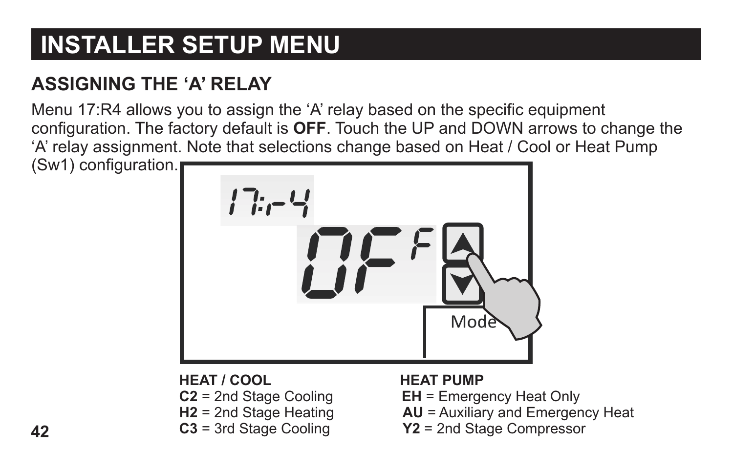# INSTALLER SETUP MENU

## ASSIGNING THE 'A' RELAY

Menu 17:R4 allows you to assign the 'A' relay based on the specific equipment configuration. The factory default is **OFF**. Touch the UP and DOWN arrows to change the 'A' relay assignment. Note that selections change based on Heat / Cool or Heat Pump (Sw1) configuration.

**HEAT / COOL**

**C2** = 2nd Stage Cooling
**H2** = 2nd Stage Heating
**C3** = 3rd Stage Cooling

**HEAT PUMP**

**EH** = Emergency Heat Only
**AU** = Auxiliary and Emergency Heat
**Y2** = 2nd Stage Compressor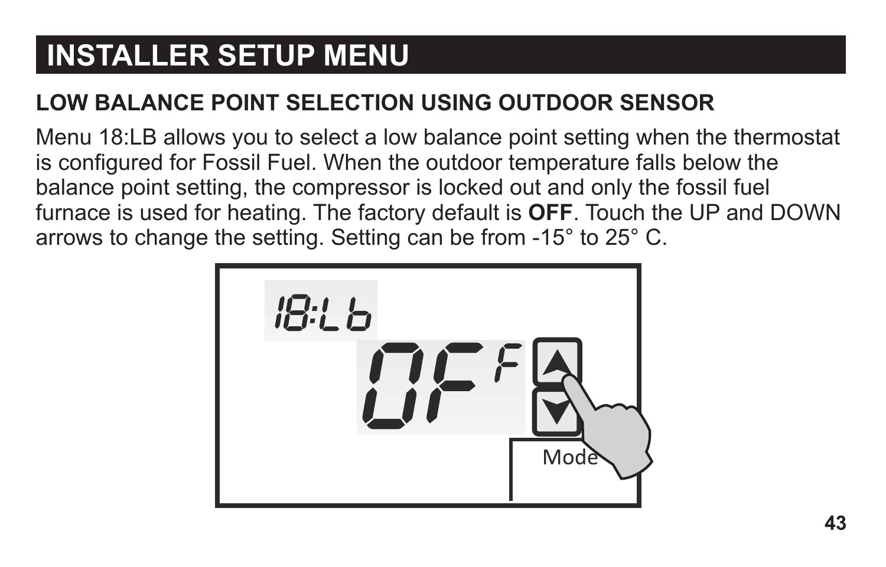# INSTALLER SETUP MENU

## LOW BALANCE POINT SELECTION USING OUTDOOR SENSOR

Menu 18:LB allows you to select a low balance point setting when the thermostat is configured for Fossil Fuel. When the outdoor temperature falls below the balance point setting, the compressor is locked out and only the fossil fuel furnace is used for heating. The factory default is **OFF**. Touch the UP and DOWN arrows to change the setting. Setting can be from -15° to 25° C.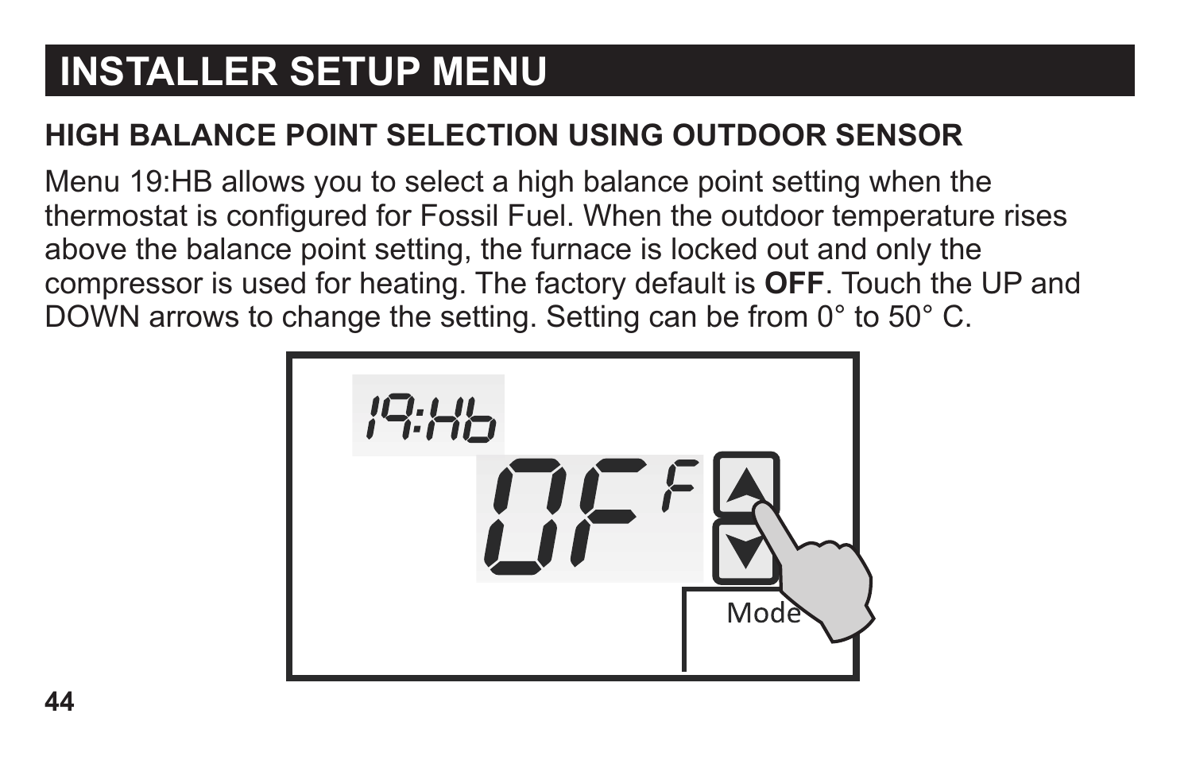# INSTALLER SETUP MENU

## HIGH BALANCE POINT SELECTION USING OUTDOOR SENSOR

Menu 19:HB allows you to select a high balance point setting when the thermostat is configured for Fossil Fuel. When the outdoor temperature rises above the balance point setting, the furnace is locked out and only the compressor is used for heating. The factory default is **OFF**. Touch the UP and DOWN arrows to change the setting. Setting can be from 0° to 50° C.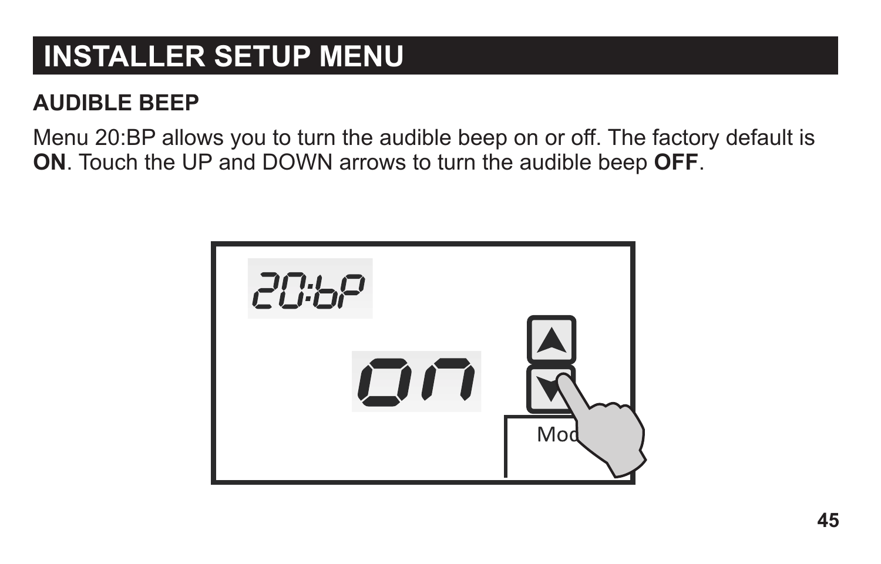# INSTALLER SETUP MENU

## AUDIBLE BEEP

Menu 20:BP allows you to turn the audible beep on or off. The factory default is **ON**. Touch the UP and DOWN arrows to turn the audible beep **OFF**.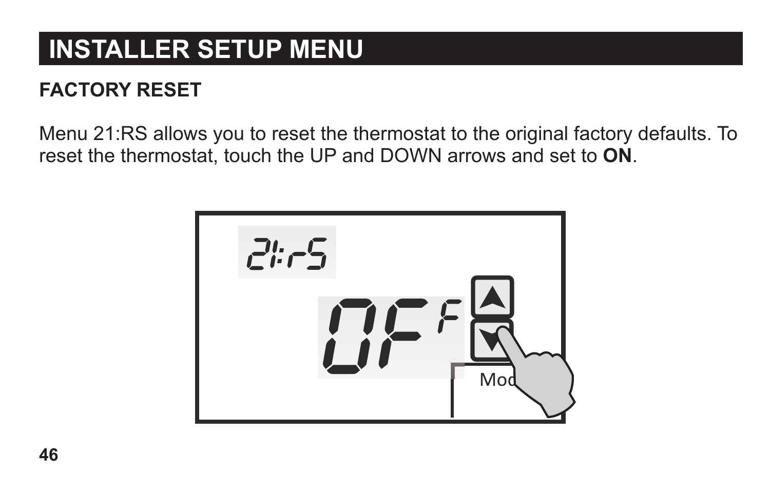# INSTALLER SETUP MENU

## FACTORY RESET

Menu 21:RS allows you to reset the thermostat to the original factory defaults. To reset the thermostat, touch the UP and DOWN arrows and set to **ON**.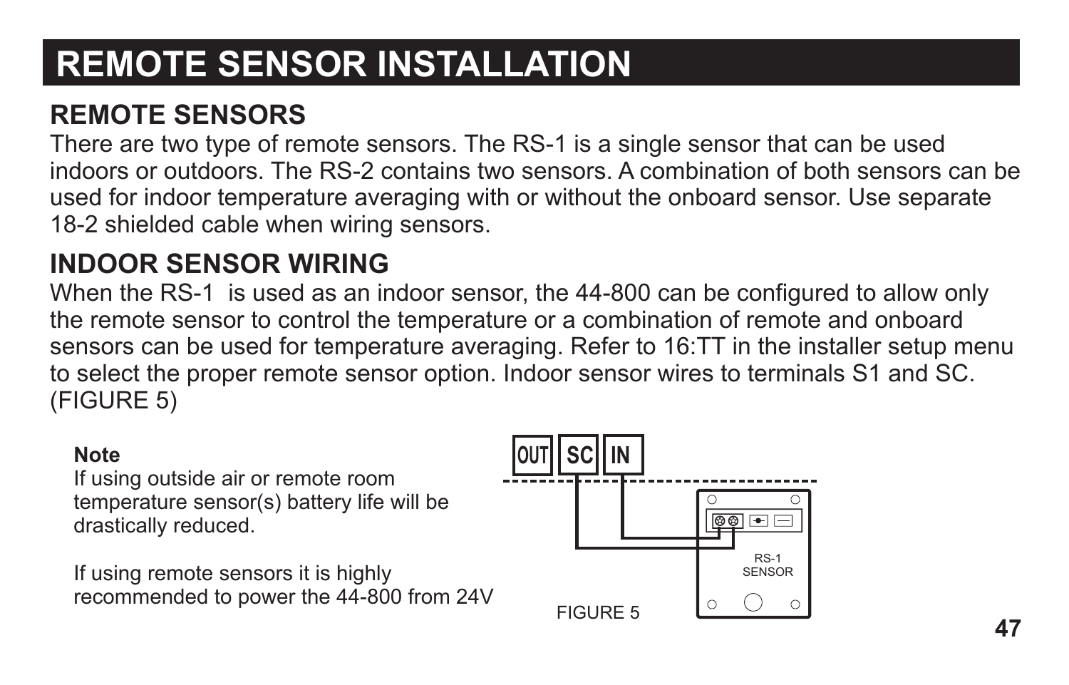# REMOTE SENSOR INSTALLATION

## REMOTE SENSORS

There are two type of remote sensors. The RS-1 is a single sensor that can be used indoors or outdoors. The RS-2 contains two sensors. A combination of both sensors can be used for indoor temperature averaging with or without the onboard sensor. Use separate 18-2 shielded cable when wiring sensors.

## INDOOR SENSOR WIRING

When the RS-1 is used as an indoor sensor, the 44-800 can be configured to allow only the remote sensor to control the temperature or a combination of remote and onboard sensors can be used for temperature averaging. Refer to 16:TT in the installer setup menu to select the proper remote sensor option. Indoor sensor wires to terminals S1 and SC. (FIGURE 5)

**Note**

If using outside air or remote room temperature sensor(s) battery life will be drastically reduced.

If using remote sensors it is highly recommended to power the 44-800 from 24V

OUT SC IN

RS-1 SENSOR

FIGURE 5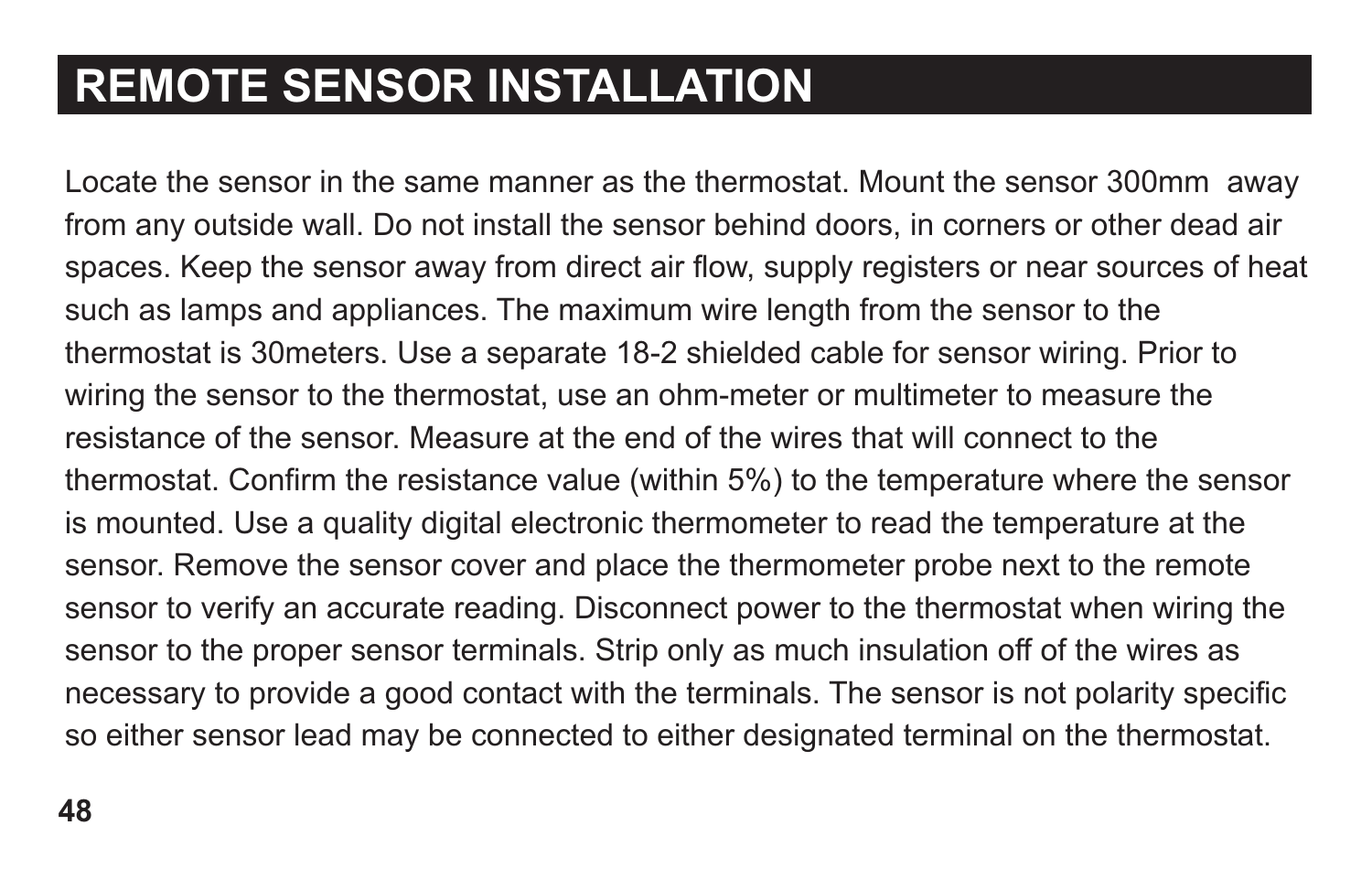# REMOTE SENSOR INSTALLATION

Locate the sensor in the same manner as the thermostat. Mount the sensor 300mm away from any outside wall. Do not install the sensor behind doors, in corners or other dead air spaces. Keep the sensor away from direct air flow, supply registers or near sources of heat such as lamps and appliances. The maximum wire length from the sensor to the thermostat is 30meters. Use a separate 18-2 shielded cable for sensor wiring. Prior to wiring the sensor to the thermostat, use an ohm-meter or multimeter to measure the resistance of the sensor. Measure at the end of the wires that will connect to the thermostat. Confirm the resistance value (within 5%) to the temperature where the sensor is mounted. Use a quality digital electronic thermometer to read the temperature at the sensor. Remove the sensor cover and place the thermometer probe next to the remote sensor to verify an accurate reading. Disconnect power to the thermostat when wiring the sensor to the proper sensor terminals. Strip only as much insulation off of the wires as necessary to provide a good contact with the terminals. The sensor is not polarity specific so either sensor lead may be connected to either designated terminal on the thermostat.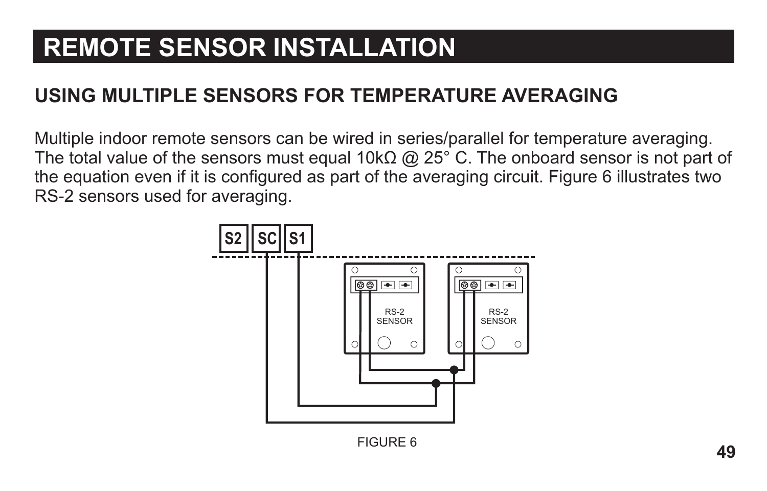# REMOTE SENSOR INSTALLATION

## USING MULTIPLE SENSORS FOR TEMPERATURE AVERAGING

Multiple indoor remote sensors can be wired in series/parallel for temperature averaging. The total value of the sensors must equal 10kΩ @ 25° C. The onboard sensor is not part of the equation even if it is configured as part of the averaging circuit. Figure 6 illustrates two RS-2 sensors used for averaging.

FIGURE 6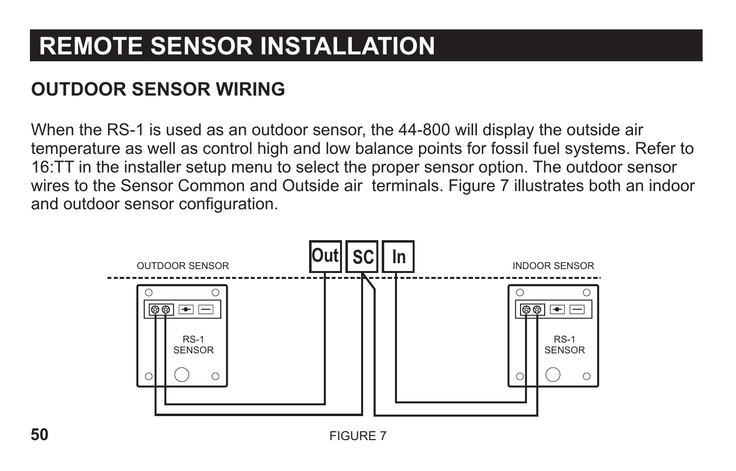# REMOTE SENSOR INSTALLATION

## OUTDOOR SENSOR WIRING

When the RS-1 is used as an outdoor sensor, the 44-800 will display the outside air temperature as well as control high and low balance points for fossil fuel systems. Refer to 16:TT in the installer setup menu to select the proper sensor option. The outdoor sensor wires to the Sensor Common and Outside air terminals. Figure 7 illustrates both an indoor and outdoor sensor configuration.

FIGURE 7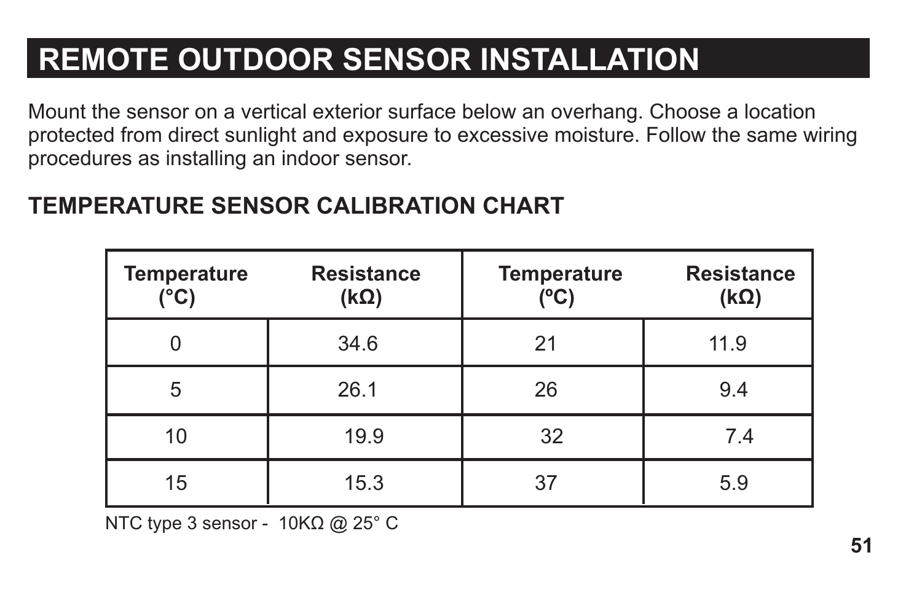# REMOTE OUTDOOR SENSOR INSTALLATION

Mount the sensor on a vertical exterior surface below an overhang. Choose a location protected from direct sunlight and exposure to excessive moisture. Follow the same wiring procedures as installing an indoor sensor.

## TEMPERATURE SENSOR CALIBRATION CHART

| Temperature (°C) | Resistance (kΩ) | Temperature (ºC) | Resistance (kΩ) |
|---|---|---|---|
| 0 | 34.6 | 21 | 11.9 |
| 5 | 26.1 | 26 | 9.4 |
| 10 | 19.9 | 32 | 7.4 |
| 15 | 15.3 | 37 | 5.9 |

NTC type 3 sensor - 10KΩ @ 25° C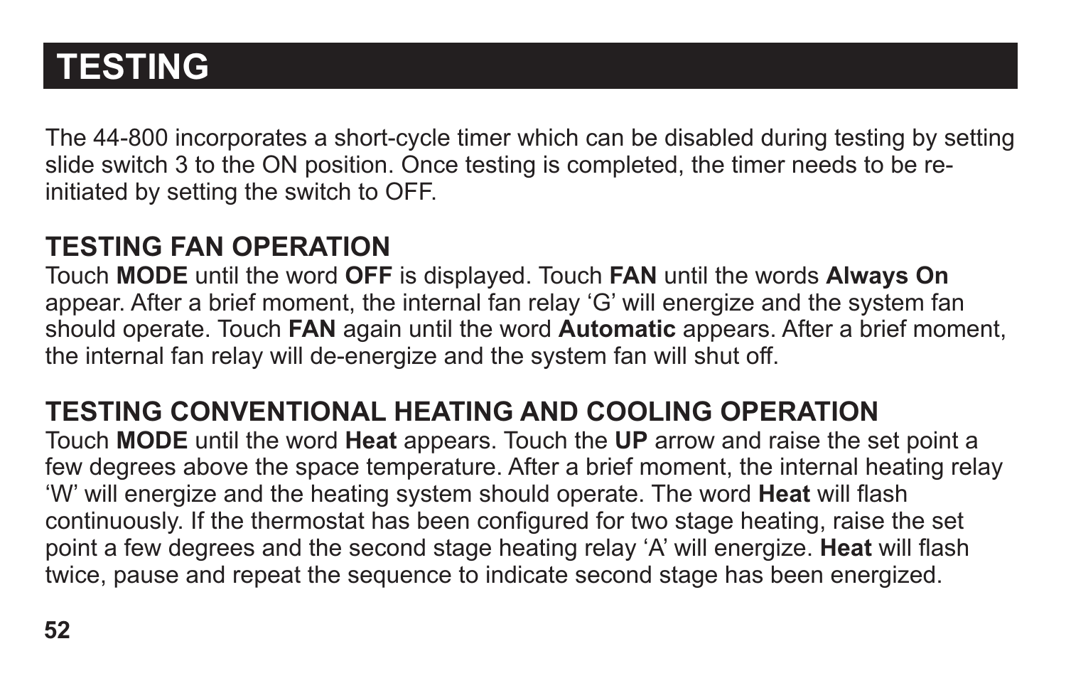# TESTING

The 44-800 incorporates a short-cycle timer which can be disabled during testing by setting slide switch 3 to the ON position. Once testing is completed, the timer needs to be re-initiated by setting the switch to OFF.

## TESTING FAN OPERATION

Touch **MODE** until the word **OFF** is displayed. Touch **FAN** until the words **Always On** appear. After a brief moment, the internal fan relay 'G' will energize and the system fan should operate. Touch **FAN** again until the word **Automatic** appears. After a brief moment, the internal fan relay will de-energize and the system fan will shut off.

## TESTING CONVENTIONAL HEATING AND COOLING OPERATION

Touch **MODE** until the word **Heat** appears. Touch the **UP** arrow and raise the set point a few degrees above the space temperature. After a brief moment, the internal heating relay 'W' will energize and the heating system should operate. The word **Heat** will flash continuously. If the thermostat has been configured for two stage heating, raise the set point a few degrees and the second stage heating relay 'A' will energize. **Heat** will flash twice, pause and repeat the sequence to indicate second stage has been energized.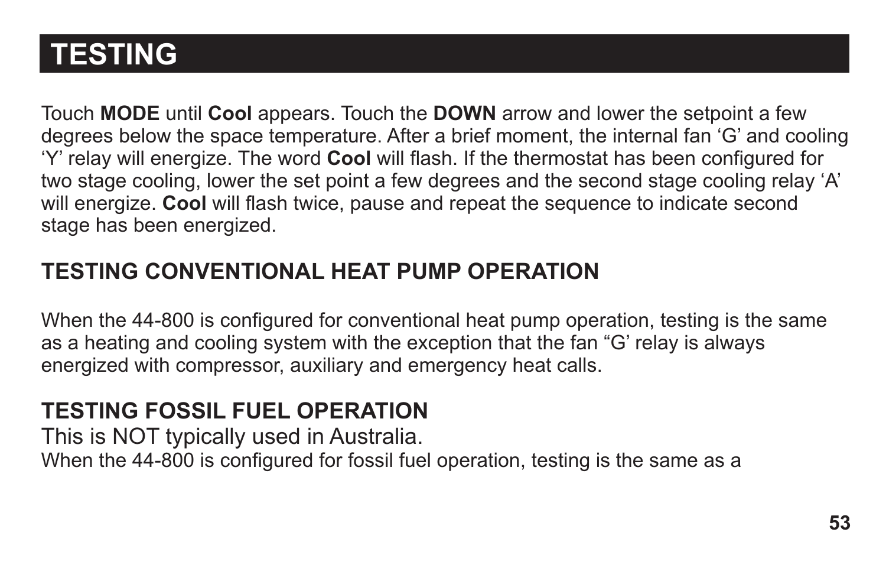# TESTING

Touch **MODE** until **Cool** appears. Touch the **DOWN** arrow and lower the setpoint a few degrees below the space temperature. After a brief moment, the internal fan ‘G’ and cooling ‘Y’ relay will energize. The word **Cool** will flash. If the thermostat has been configured for two stage cooling, lower the set point a few degrees and the second stage cooling relay ‘A’ will energize. **Cool** will flash twice, pause and repeat the sequence to indicate second stage has been energized.

## TESTING CONVENTIONAL HEAT PUMP OPERATION

When the 44-800 is configured for conventional heat pump operation, testing is the same as a heating and cooling system with the exception that the fan “G’ relay is always energized with compressor, auxiliary and emergency heat calls.

## TESTING FOSSIL FUEL OPERATION

This is NOT typically used in Australia.

When the 44-800 is configured for fossil fuel operation, testing is the same as a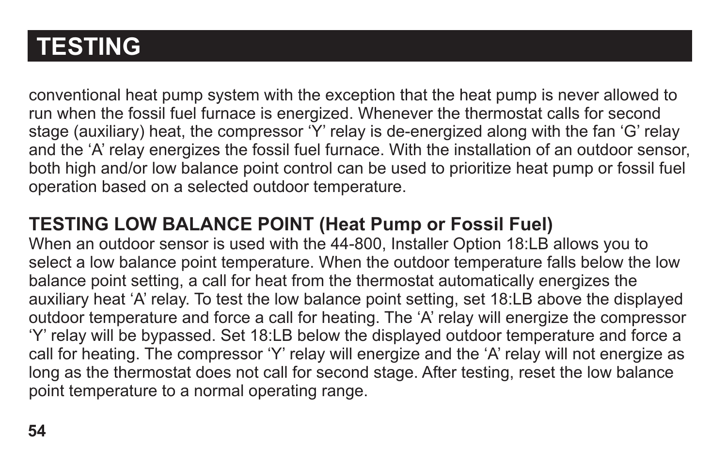# TESTING

conventional heat pump system with the exception that the heat pump is never allowed to run when the fossil fuel furnace is energized. Whenever the thermostat calls for second stage (auxiliary) heat, the compressor ‘Y’ relay is de-energized along with the fan ‘G’ relay and the ‘A’ relay energizes the fossil fuel furnace. With the installation of an outdoor sensor, both high and/or low balance point control can be used to prioritize heat pump or fossil fuel operation based on a selected outdoor temperature.

## TESTING LOW BALANCE POINT (Heat Pump or Fossil Fuel)

When an outdoor sensor is used with the 44-800, Installer Option 18:LB allows you to select a low balance point temperature. When the outdoor temperature falls below the low balance point setting, a call for heat from the thermostat automatically energizes the auxiliary heat ‘A’ relay. To test the low balance point setting, set 18:LB above the displayed outdoor temperature and force a call for heating. The ‘A’ relay will energize the compressor ‘Y’ relay will be bypassed. Set 18:LB below the displayed outdoor temperature and force a call for heating. The compressor ‘Y’ relay will energize and the ‘A’ relay will not energize as long as the thermostat does not call for second stage. After testing, reset the low balance point temperature to a normal operating range.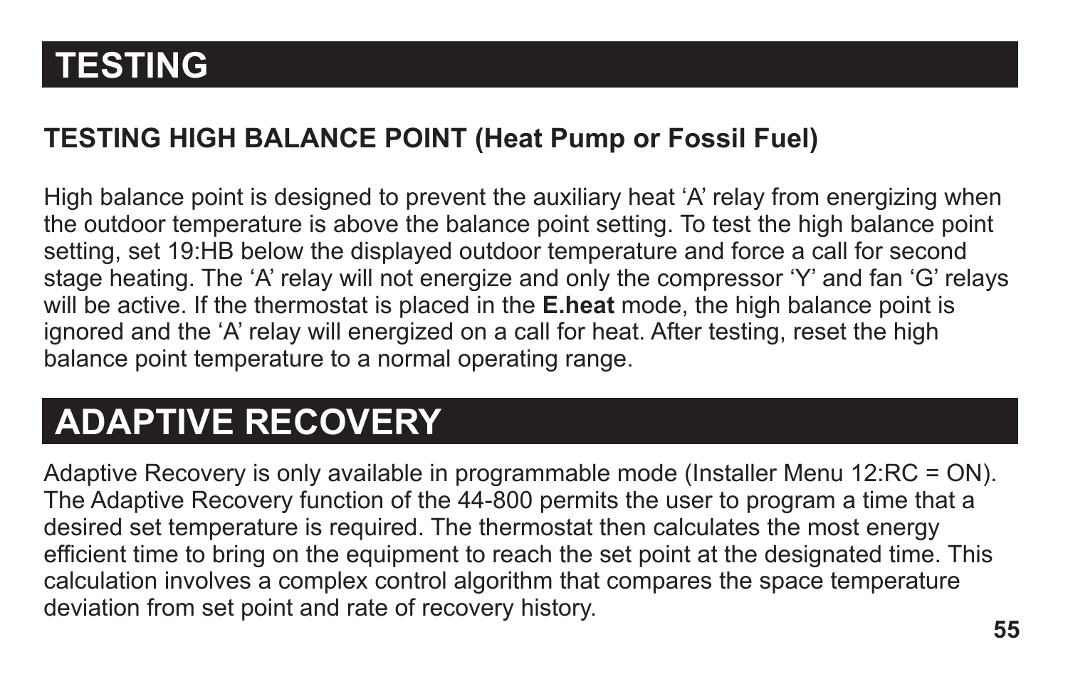# TESTING

### TESTING HIGH BALANCE POINT (Heat Pump or Fossil Fuel)

High balance point is designed to prevent the auxiliary heat ‘A’ relay from energizing when the outdoor temperature is above the balance point setting. To test the high balance point setting, set 19:HB below the displayed outdoor temperature and force a call for second stage heating. The ‘A’ relay will not energize and only the compressor ‘Y’ and fan ‘G’ relays will be active. If the thermostat is placed in the **E.heat** mode, the high balance point is ignored and the ‘A’ relay will energized on a call for heat. After testing, reset the high balance point temperature to a normal operating range.

# ADAPTIVE RECOVERY

Adaptive Recovery is only available in programmable mode (Installer Menu 12:RC = ON). The Adaptive Recovery function of the 44-800 permits the user to program a time that a desired set temperature is required. The thermostat then calculates the most energy efficient time to bring on the equipment to reach the set point at the designated time. This calculation involves a complex control algorithm that compares the space temperature deviation from set point and rate of recovery history.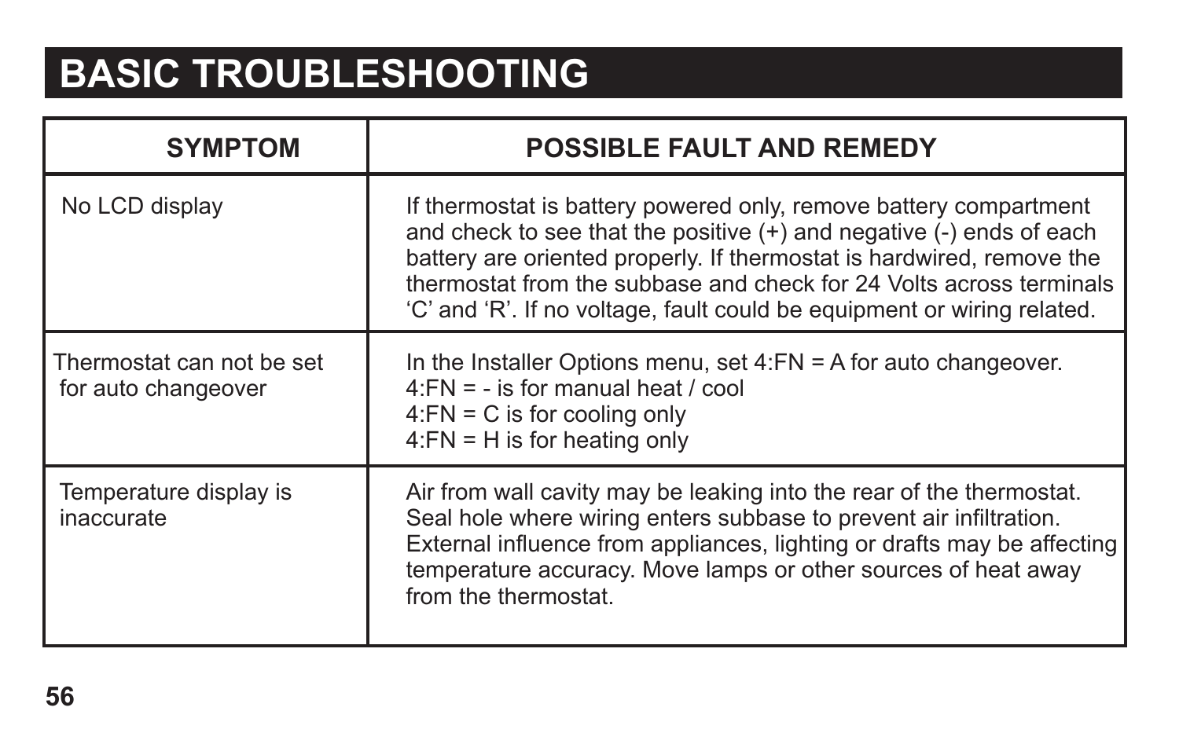# BASIC TROUBLESHOOTING

| SYMPTOM | POSSIBLE FAULT AND REMEDY |
| --- | --- |
| No LCD display | If thermostat is battery powered only, remove battery compartment and check to see that the positive (+) and negative (-) ends of each battery are oriented properly. If thermostat is hardwired, remove the thermostat from the subbase and check for 24 Volts across terminals 'C' and 'R'. If no voltage, fault could be equipment or wiring related. |
| Thermostat can not be set for auto changeover | In the Installer Options menu, set 4:FN = A for auto changeover.<br>4:FN = - is for manual heat / cool<br>4:FN = C is for cooling only<br>4:FN = H is for heating only |
| Temperature display is inaccurate | Air from wall cavity may be leaking into the rear of the thermostat. Seal hole where wiring enters subbase to prevent air infiltration. External influence from appliances, lighting or drafts may be affecting temperature accuracy. Move lamps or other sources of heat away from the thermostat. |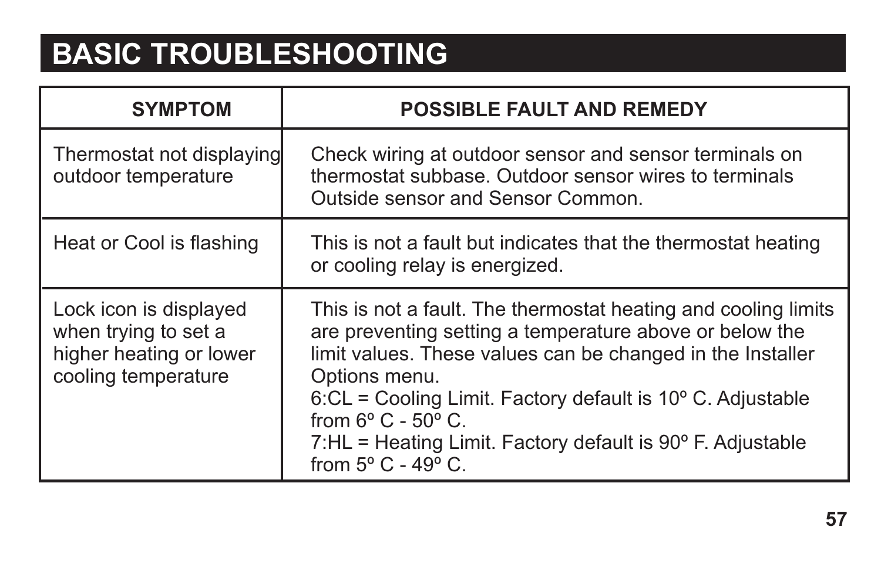# BASIC TROUBLESHOOTING

| SYMPTOM | POSSIBLE FAULT AND REMEDY |
|---|---|
| Thermostat not displaying outdoor temperature | Check wiring at outdoor sensor and sensor terminals on thermostat subbase. Outdoor sensor wires to terminals Outside sensor and Sensor Common. |
| Heat or Cool is flashing | This is not a fault but indicates that the thermostat heating or cooling relay is energized. |
| Lock icon is displayed when trying to set a higher heating or lower cooling temperature | This is not a fault. The thermostat heating and cooling limits are preventing setting a temperature above or below the limit values. These values can be changed in the Installer Options menu.<br>6:CL = Cooling Limit. Factory default is 10º C. Adjustable from 6º C - 50º C.<br>7:HL = Heating Limit. Factory default is 90º F. Adjustable from 5º C - 49º C. |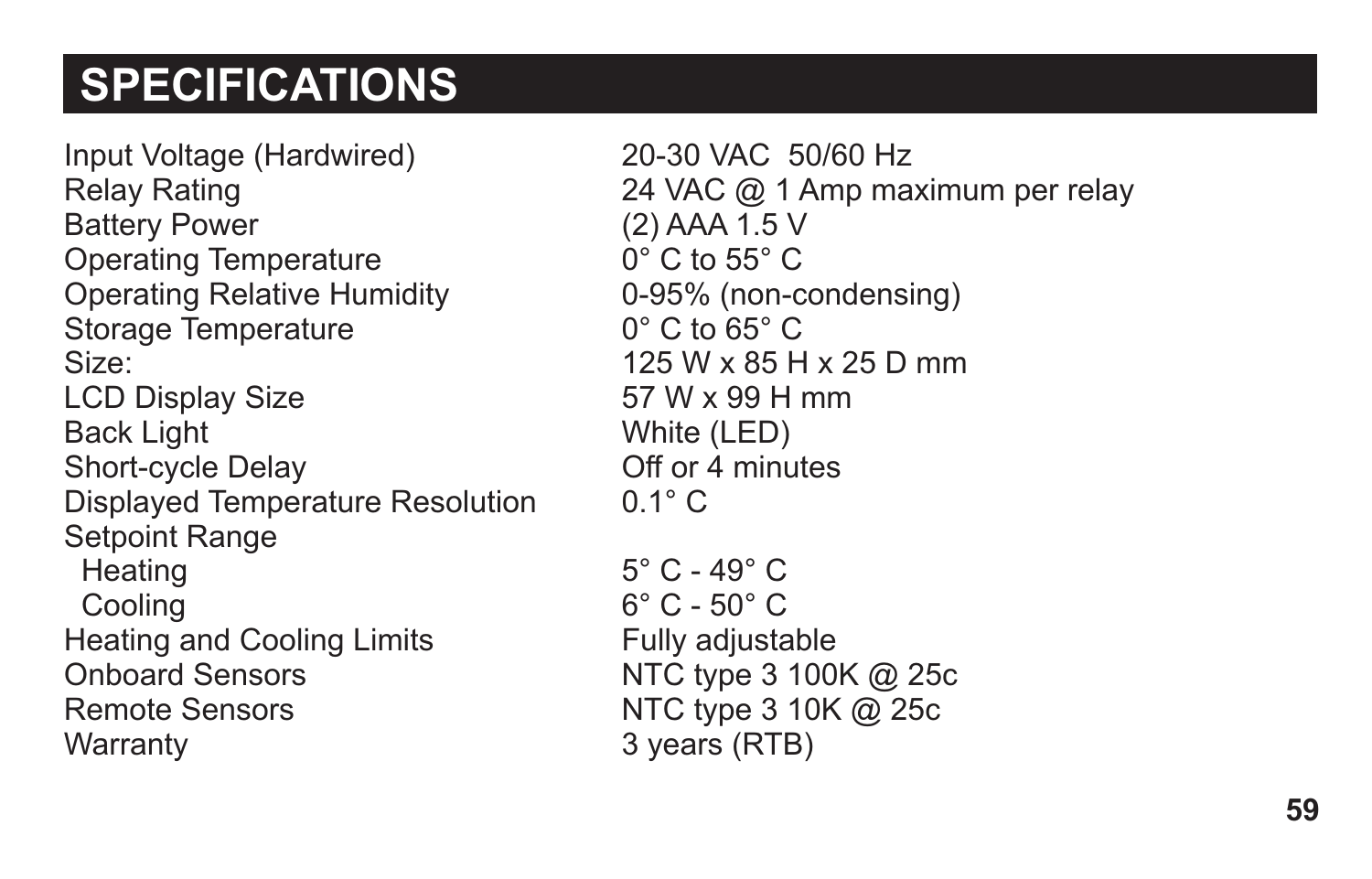# SPECIFICATIONS

| | |
|---|---|
| Input Voltage (Hardwired) | 20-30 VAC 50/60 Hz |
| Relay Rating | 24 VAC @ 1 Amp maximum per relay |
| Battery Power | (2) AAA 1.5 V |
| Operating Temperature | 0° C to 55° C |
| Operating Relative Humidity | 0-95% (non-condensing) |
| Storage Temperature | 0° C to 65° C |
| Size: | 125 W x 85 H x 25 D mm |
| LCD Display Size | 57 W x 99 H mm |
| Back Light | White (LED) |
| Short-cycle Delay | Off or 4 minutes |
| Displayed Temperature Resolution | 0.1° C |
| Setpoint Range | |
| Heating | 5° C - 49° C |
| Cooling | 6° C - 50° C |
| Heating and Cooling Limits | Fully adjustable |
| Onboard Sensors | NTC type 3 100K @ 25c |
| Remote Sensors | NTC type 3 10K @ 25c |
| Warranty | 3 years (RTB) |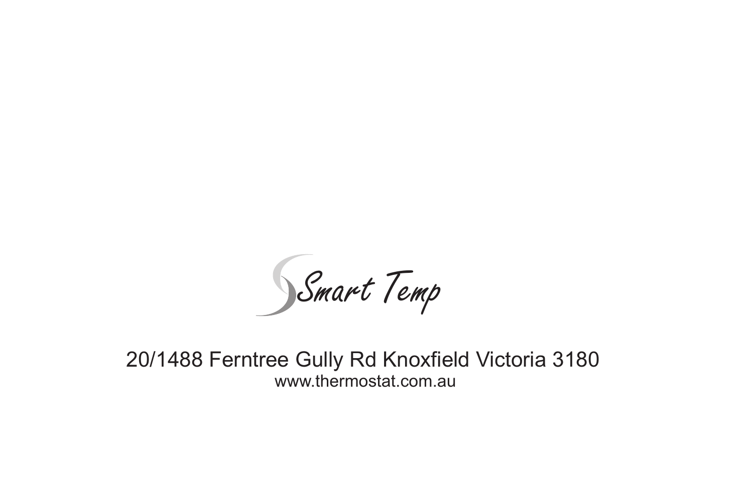Smart Temp

20/1488 Ferntree Gully Rd Knoxfield Victoria 3180

www.thermostat.com.au